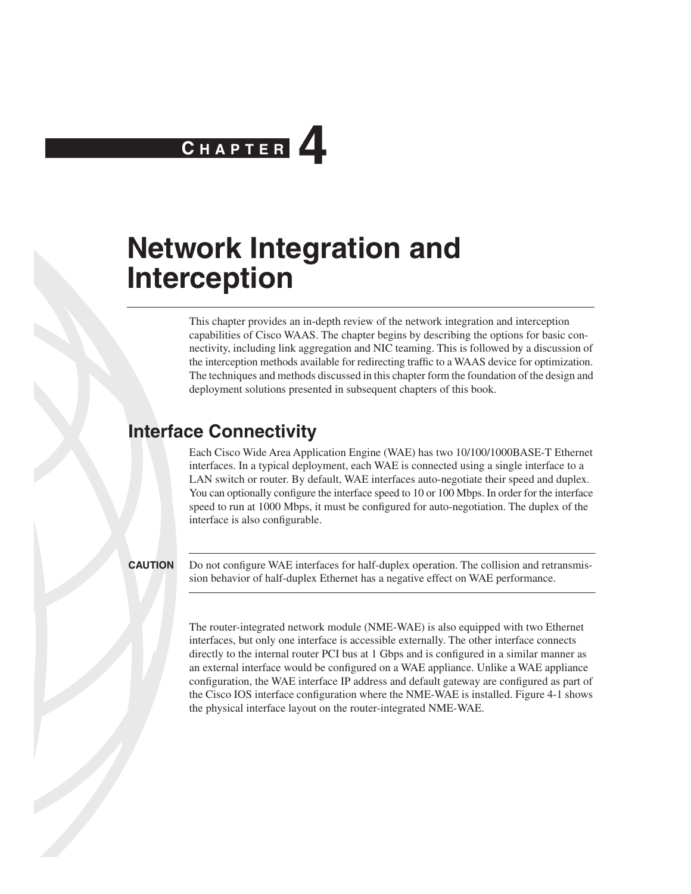# Chapter 4

# Network Integration and Interception

This chapter provides an in-depth review of the network integration and interception capabilities of Cisco WAAS. The chapter begins by describing the options for basic connectivity, including link aggregation and NIC teaming. This is followed by a discussion of the interception methods available for redirecting traffic to a WAAS device for optimization. The techniques and methods discussed in this chapter form the foundation of the design and deployment solutions presented in subsequent chapters of this book.

## Interface Connectivity

Each Cisco Wide Area Application Engine (WAE) has two 10/100/1000BASE-T Ethernet interfaces. In a typical deployment, each WAE is connected using a single interface to a LAN switch or router. By default, WAE interfaces auto-negotiate their speed and duplex. You can optionally configure the interface speed to 10 or 100 Mbps. In order for the interface speed to run at 1000 Mbps, it must be configured for auto-negotiation. The duplex of the interface is also configurable.

**CAUTION** Do not configure WAE interfaces for half-duplex operation. The collision and retransmission behavior of half-duplex Ethernet has a negative effect on WAE performance.

The router-integrated network module (NME-WAE) is also equipped with two Ethernet interfaces, but only one interface is accessible externally. The other interface connects directly to the internal router PCI bus at 1 Gbps and is configured in a similar manner as an external interface would be configured on a WAE appliance. Unlike a WAE appliance configuration, the WAE interface IP address and default gateway are configured as part of the Cisco IOS interface configuration where the NME-WAE is installed. Figure 4-1 shows the physical interface layout on the router-integrated NME-WAE.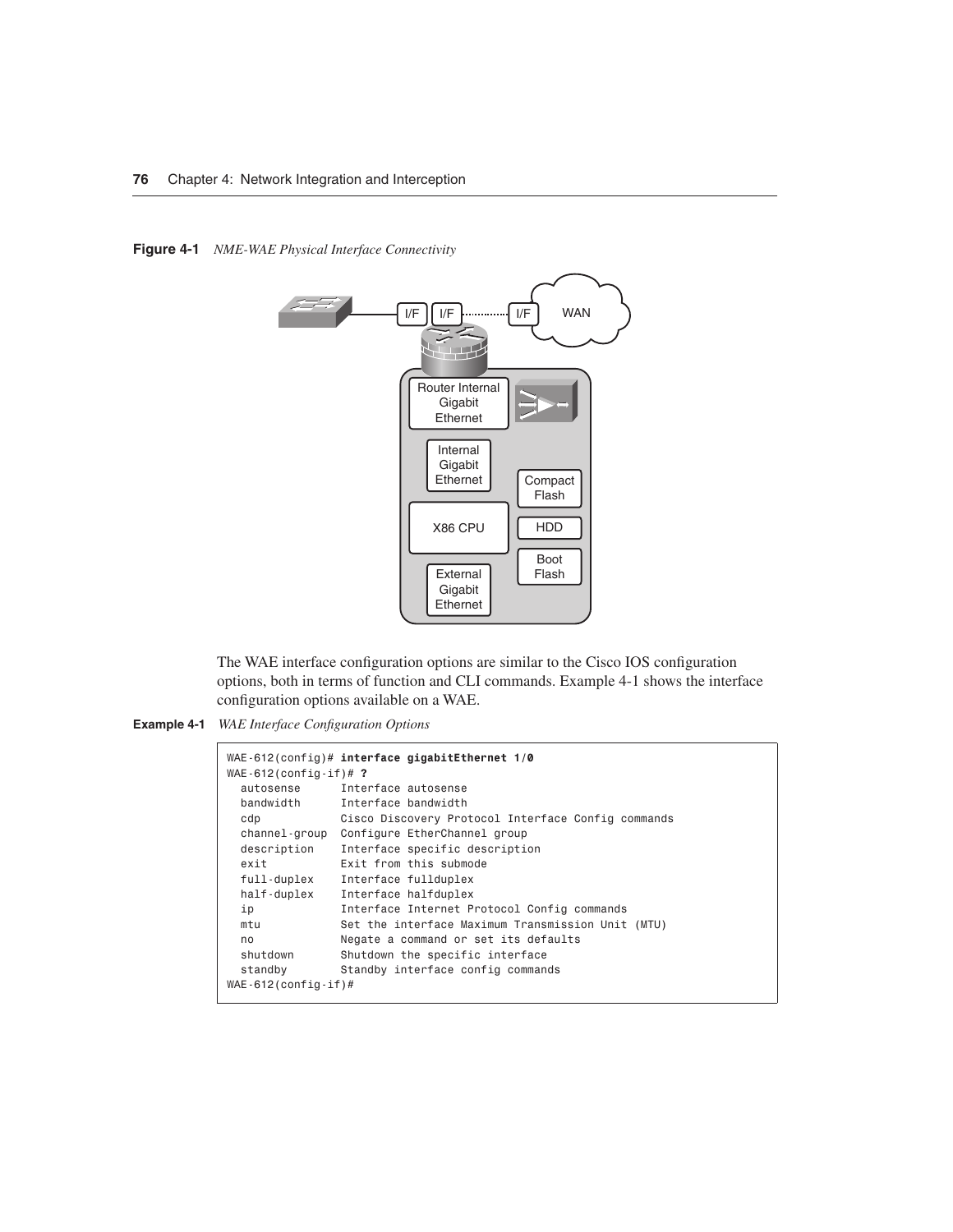**Figure 4-1** *NME-WAE Physical Interface Connectivity*

The WAE interface configuration options are similar to the Cisco IOS configuration options, both in terms of function and CLI commands. Example 4-1 shows the interface configuration options available on a WAE.

**Example 4-1** *WAE Interface Configuration Options*

```
WAE-612(config)# interface gigabitEthernet 1/0
WAE-612(config-if)# ?
  autosense      Interface autosense
  bandwidth      Interface bandwidth
  cdp            Cisco Discovery Protocol Interface Config commands
  channel-group  Configure EtherChannel group
  description    Interface specific description
  exit           Exit from this submode
  full-duplex    Interface fullduplex
  half-duplex    Interface halfduplex
  ip             Interface Internet Protocol Config commands
  mtu            Set the interface Maximum Transmission Unit (MTU)
  no             Negate a command or set its defaults
  shutdown       Shutdown the specific interface
  standby        Standby interface config commands
WAE-612(config-if)#
```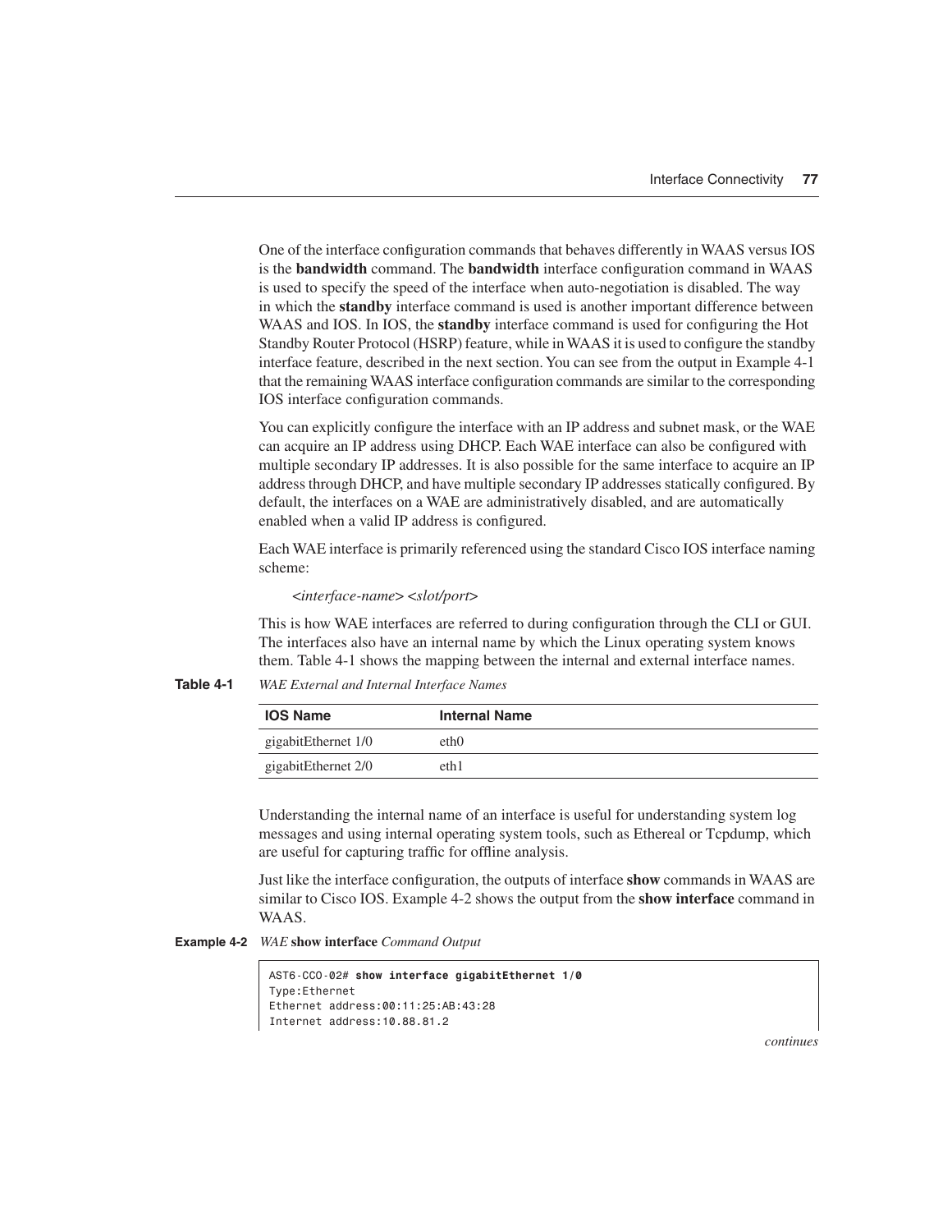One of the interface configuration commands that behaves differently in WAAS versus IOS is the **bandwidth** command. The **bandwidth** interface configuration command in WAAS is used to specify the speed of the interface when auto-negotiation is disabled. The way in which the **standby** interface command is used is another important difference between WAAS and IOS. In IOS, the **standby** interface command is used for configuring the Hot Standby Router Protocol (HSRP) feature, while in WAAS it is used to configure the standby interface feature, described in the next section. You can see from the output in Example 4-1 that the remaining WAAS interface configuration commands are similar to the corresponding IOS interface configuration commands.

You can explicitly configure the interface with an IP address and subnet mask, or the WAE can acquire an IP address using DHCP. Each WAE interface can also be configured with multiple secondary IP addresses. It is also possible for the same interface to acquire an IP address through DHCP, and have multiple secondary IP addresses statically configured. By default, the interfaces on a WAE are administratively disabled, and are automatically enabled when a valid IP address is configured.

Each WAE interface is primarily referenced using the standard Cisco IOS interface naming scheme:

*<interface-name> <slot/port>*

This is how WAE interfaces are referred to during configuration through the CLI or GUI. The interfaces also have an internal name by which the Linux operating system knows them. Table 4-1 shows the mapping between the internal and external interface names.

**Table 4-1** *WAE External and Internal Interface Names*

| IOS Name | Internal Name |
|---|---|
| gigabitEthernet 1/0 | eth0 |
| gigabitEthernet 2/0 | eth1 |

Understanding the internal name of an interface is useful for understanding system log messages and using internal operating system tools, such as Ethereal or Tcpdump, which are useful for capturing traffic for offline analysis.

Just like the interface configuration, the outputs of interface **show** commands in WAAS are similar to Cisco IOS. Example 4-2 shows the output from the **show interface** command in WAAS.

**Example 4-2** *WAE* **show interface** *Command Output*

```
AST6-CCO-02# show interface gigabitEthernet 1/0
Type:Ethernet
Ethernet address:00:11:25:AB:43:28
Internet address:10.88.81.2
```

*continues*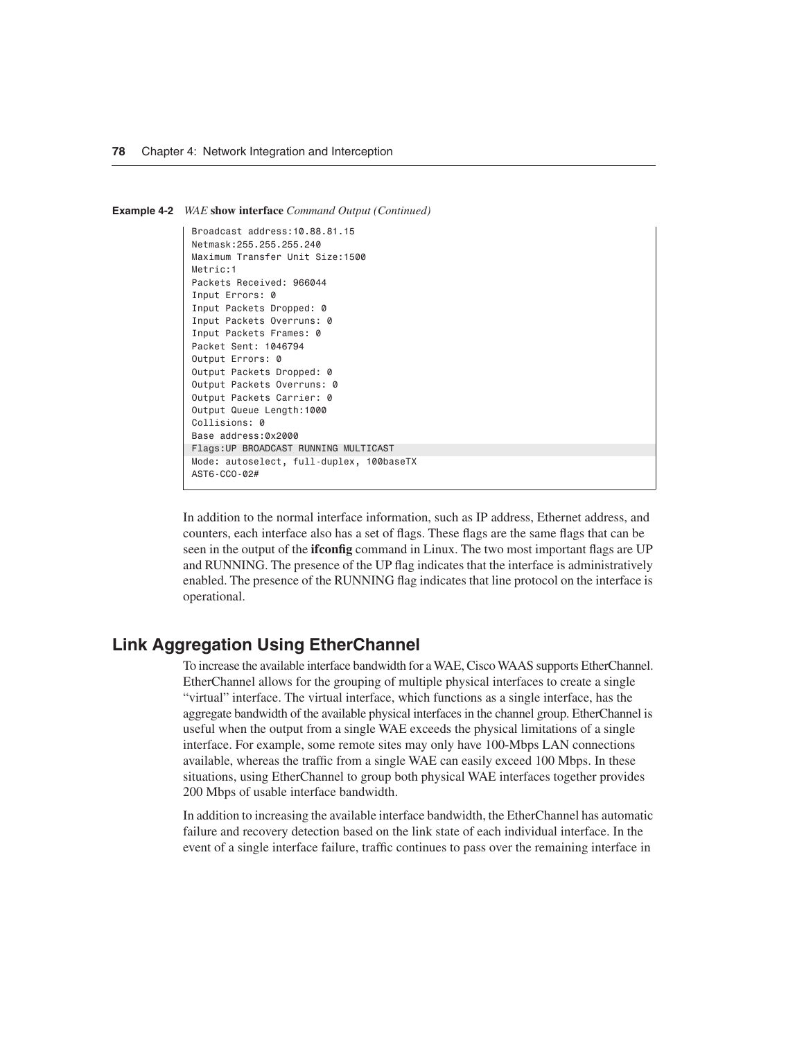**Example 4-2** *WAE* **show interface** *Command Output (Continued)*

```
Broadcast address:10.88.81.15
Netmask:255.255.255.240
Maximum Transfer Unit Size:1500
Metric:1
Packets Received: 966044
Input Errors: 0
Input Packets Dropped: 0
Input Packets Overruns: 0
Input Packets Frames: 0
Packet Sent: 1046794
Output Errors: 0
Output Packets Dropped: 0
Output Packets Overruns: 0
Output Packets Carrier: 0
Output Queue Length:1000
Collisions: 0
Base address:0x2000
Flags:UP BROADCAST RUNNING MULTICAST
Mode: autoselect, full-duplex, 100baseTX
AST6-CCO-02#
```

In addition to the normal interface information, such as IP address, Ethernet address, and counters, each interface also has a set of flags. These flags are the same flags that can be seen in the output of the **ifconfig** command in Linux. The two most important flags are UP and RUNNING. The presence of the UP flag indicates that the interface is administratively enabled. The presence of the RUNNING flag indicates that line protocol on the interface is operational.

## Link Aggregation Using EtherChannel

To increase the available interface bandwidth for a WAE, Cisco WAAS supports EtherChannel. EtherChannel allows for the grouping of multiple physical interfaces to create a single "virtual" interface. The virtual interface, which functions as a single interface, has the aggregate bandwidth of the available physical interfaces in the channel group. EtherChannel is useful when the output from a single WAE exceeds the physical limitations of a single interface. For example, some remote sites may only have 100-Mbps LAN connections available, whereas the traffic from a single WAE can easily exceed 100 Mbps. In these situations, using EtherChannel to group both physical WAE interfaces together provides 200 Mbps of usable interface bandwidth.

In addition to increasing the available interface bandwidth, the EtherChannel has automatic failure and recovery detection based on the link state of each individual interface. In the event of a single interface failure, traffic continues to pass over the remaining interface in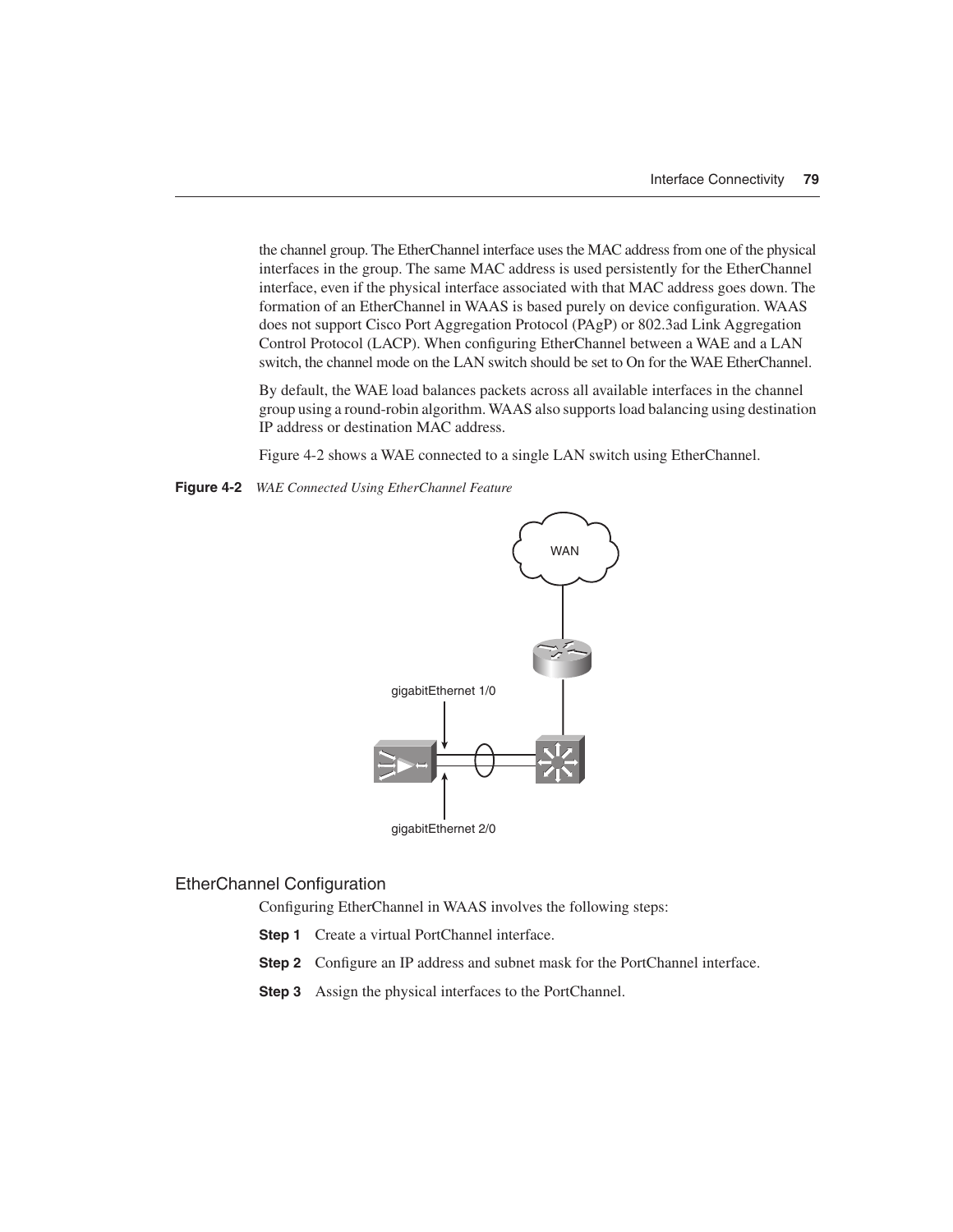the channel group. The EtherChannel interface uses the MAC address from one of the physical interfaces in the group. The same MAC address is used persistently for the EtherChannel interface, even if the physical interface associated with that MAC address goes down. The formation of an EtherChannel in WAAS is based purely on device configuration. WAAS does not support Cisco Port Aggregation Protocol (PAgP) or 802.3ad Link Aggregation Control Protocol (LACP). When configuring EtherChannel between a WAE and a LAN switch, the channel mode on the LAN switch should be set to On for the WAE EtherChannel.

By default, the WAE load balances packets across all available interfaces in the channel group using a round-robin algorithm. WAAS also supports load balancing using destination IP address or destination MAC address.

Figure 4-2 shows a WAE connected to a single LAN switch using EtherChannel.

**Figure 4-2** *WAE Connected Using EtherChannel Feature*

WAN

gigabitEthernet 1/0

gigabitEthernet 2/0

### EtherChannel Configuration

Configuring EtherChannel in WAAS involves the following steps:

**Step 1** Create a virtual PortChannel interface.

**Step 2** Configure an IP address and subnet mask for the PortChannel interface.

**Step 3** Assign the physical interfaces to the PortChannel.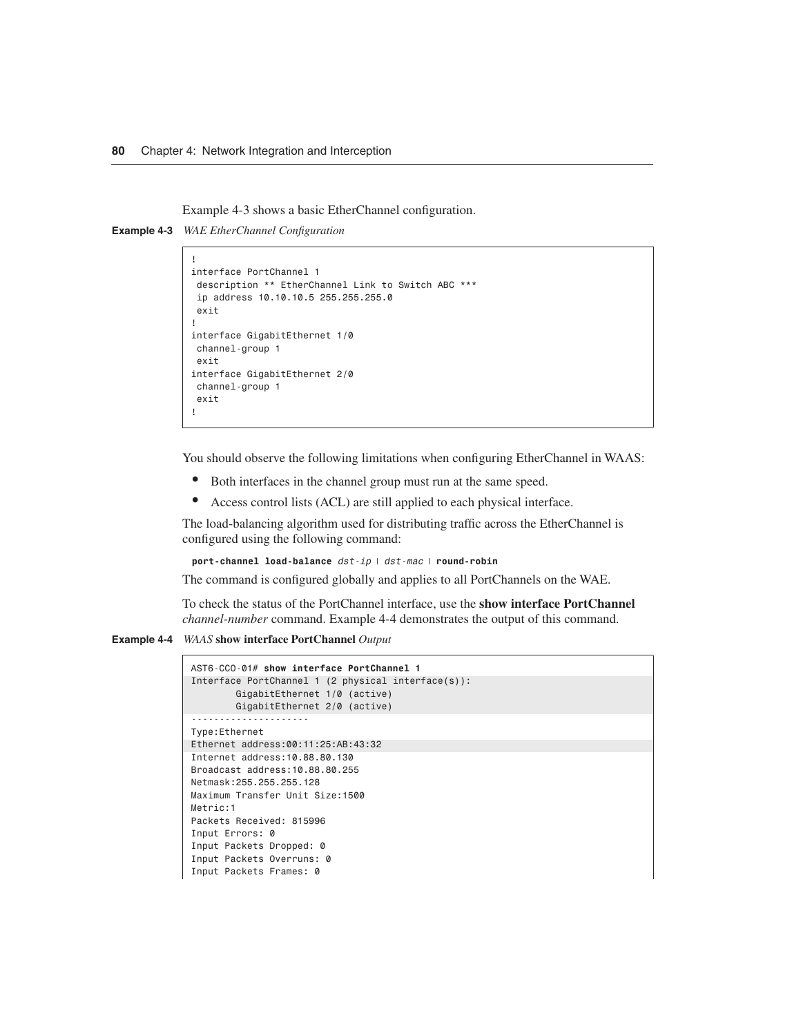Example 4-3 shows a basic EtherChannel configuration.

**Example 4-3** *WAE EtherChannel Configuration*

```
!
interface PortChannel 1
 description ** EtherChannel Link to Switch ABC ***
 ip address 10.10.10.5 255.255.255.0
 exit
!
interface GigabitEthernet 1/0
 channel-group 1
 exit
interface GigabitEthernet 2/0
 channel-group 1
 exit
!
```

You should observe the following limitations when configuring EtherChannel in WAAS:

- Both interfaces in the channel group must run at the same speed.
- Access control lists (ACL) are still applied to each physical interface.

The load-balancing algorithm used for distributing traffic across the EtherChannel is configured using the following command:

**port-channel load-balance** *dst-ip* | *dst-mac* | **round-robin**

The command is configured globally and applies to all PortChannels on the WAE.

To check the status of the PortChannel interface, use the **show interface PortChannel** *channel-number* command. Example 4-4 demonstrates the output of this command.

**Example 4-4** *WAAS* **show interface PortChannel** *Output*

```
AST6-CCO-01# show interface PortChannel 1
Interface PortChannel 1 (2 physical interface(s)):
        GigabitEthernet 1/0 (active)
        GigabitEthernet 2/0 (active)
---------------------
Type:Ethernet
Ethernet address:00:11:25:AB:43:32
Internet address:10.88.80.130
Broadcast address:10.88.80.255
Netmask:255.255.255.128
Maximum Transfer Unit Size:1500
Metric:1
Packets Received: 815996
Input Errors: 0
Input Packets Dropped: 0
Input Packets Overruns: 0
Input Packets Frames: 0
```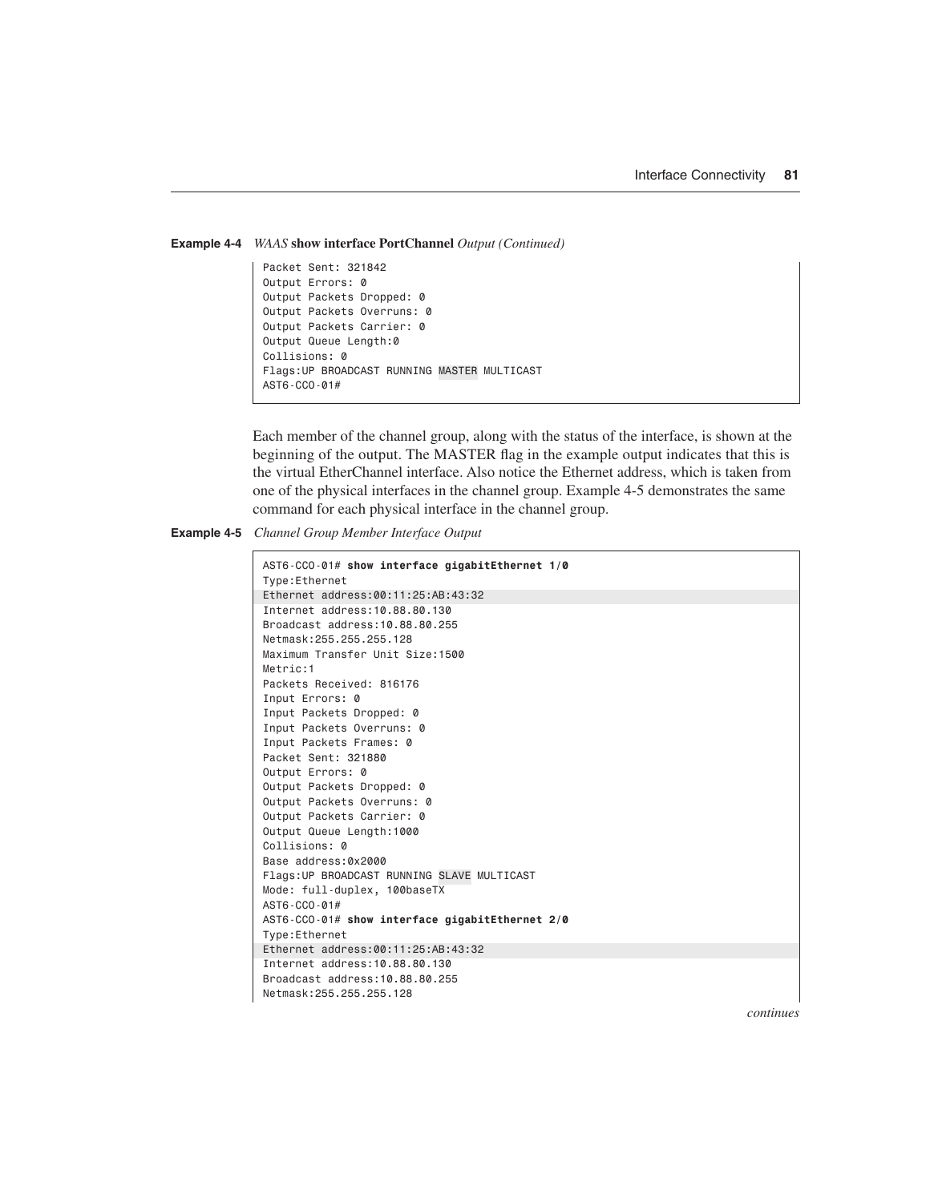**Example 4-4** *WAAS* **show interface PortChannel** *Output (Continued)*

```
Packet Sent: 321842
Output Errors: 0
Output Packets Dropped: 0
Output Packets Overruns: 0
Output Packets Carrier: 0
Output Queue Length:0
Collisions: 0
Flags:UP BROADCAST RUNNING MASTER MULTICAST
AST6-CCO-01#
```

Each member of the channel group, along with the status of the interface, is shown at the beginning of the output. The MASTER flag in the example output indicates that this is the virtual EtherChannel interface. Also notice the Ethernet address, which is taken from one of the physical interfaces in the channel group. Example 4-5 demonstrates the same command for each physical interface in the channel group.

**Example 4-5** *Channel Group Member Interface Output*

```
AST6-CCO-01# show interface gigabitEthernet 1/0
Type:Ethernet
Ethernet address:00:11:25:AB:43:32
Internet address:10.88.80.130
Broadcast address:10.88.80.255
Netmask:255.255.255.128
Maximum Transfer Unit Size:1500
Metric:1
Packets Received: 816176
Input Errors: 0
Input Packets Dropped: 0
Input Packets Overruns: 0
Input Packets Frames: 0
Packet Sent: 321880
Output Errors: 0
Output Packets Dropped: 0
Output Packets Overruns: 0
Output Packets Carrier: 0
Output Queue Length:1000
Collisions: 0
Base address:0x2000
Flags:UP BROADCAST RUNNING SLAVE MULTICAST
Mode: full-duplex, 100baseTX
AST6-CCO-01#
AST6-CCO-01# show interface gigabitEthernet 2/0
Type:Ethernet
Ethernet address:00:11:25:AB:43:32
Internet address:10.88.80.130
Broadcast address:10.88.80.255
Netmask:255.255.255.128
```

*continues*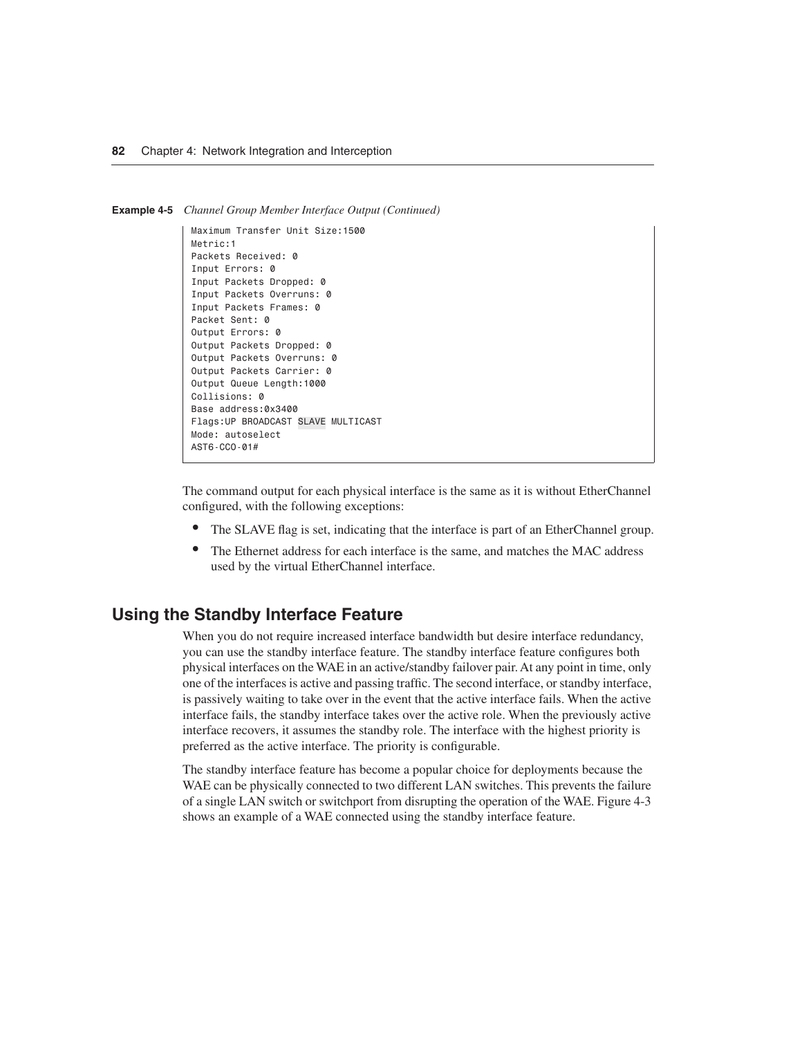**Example 4-5** *Channel Group Member Interface Output (Continued)*

```
Maximum Transfer Unit Size:1500
Metric:1
Packets Received: 0
Input Errors: 0
Input Packets Dropped: 0
Input Packets Overruns: 0
Input Packets Frames: 0
Packet Sent: 0
Output Errors: 0
Output Packets Dropped: 0
Output Packets Overruns: 0
Output Packets Carrier: 0
Output Queue Length:1000
Collisions: 0
Base address:0x3400
Flags:UP BROADCAST SLAVE MULTICAST
Mode: autoselect
AST6-CCO-01#
```

The command output for each physical interface is the same as it is without EtherChannel configured, with the following exceptions:

- The SLAVE flag is set, indicating that the interface is part of an EtherChannel group.
- The Ethernet address for each interface is the same, and matches the MAC address used by the virtual EtherChannel interface.

## Using the Standby Interface Feature

When you do not require increased interface bandwidth but desire interface redundancy, you can use the standby interface feature. The standby interface feature configures both physical interfaces on the WAE in an active/standby failover pair. At any point in time, only one of the interfaces is active and passing traffic. The second interface, or standby interface, is passively waiting to take over in the event that the active interface fails. When the active interface fails, the standby interface takes over the active role. When the previously active interface recovers, it assumes the standby role. The interface with the highest priority is preferred as the active interface. The priority is configurable.

The standby interface feature has become a popular choice for deployments because the WAE can be physically connected to two different LAN switches. This prevents the failure of a single LAN switch or switchport from disrupting the operation of the WAE. Figure 4-3 shows an example of a WAE connected using the standby interface feature.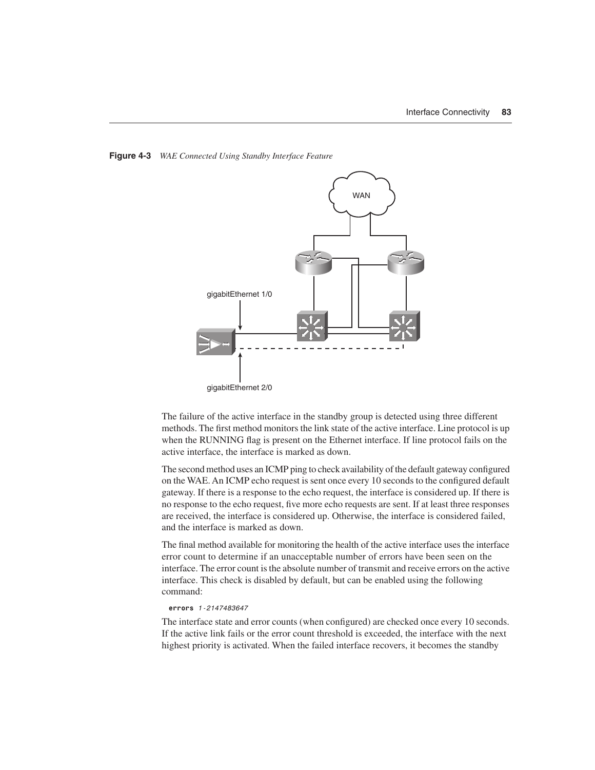**Figure 4-3** *WAE Connected Using Standby Interface Feature*

The failure of the active interface in the standby group is detected using three different methods. The first method monitors the link state of the active interface. Line protocol is up when the RUNNING flag is present on the Ethernet interface. If line protocol fails on the active interface, the interface is marked as down.

The second method uses an ICMP ping to check availability of the default gateway configured on the WAE. An ICMP echo request is sent once every 10 seconds to the configured default gateway. If there is a response to the echo request, the interface is considered up. If there is no response to the echo request, five more echo requests are sent. If at least three responses are received, the interface is considered up. Otherwise, the interface is considered failed, and the interface is marked as down.

The final method available for monitoring the health of the active interface uses the interface error count to determine if an unacceptable number of errors have been seen on the interface. The error count is the absolute number of transmit and receive errors on the active interface. This check is disabled by default, but can be enabled using the following command:

```
errors 1-2147483647
```

The interface state and error counts (when configured) are checked once every 10 seconds. If the active link fails or the error count threshold is exceeded, the interface with the next highest priority is activated. When the failed interface recovers, it becomes the standby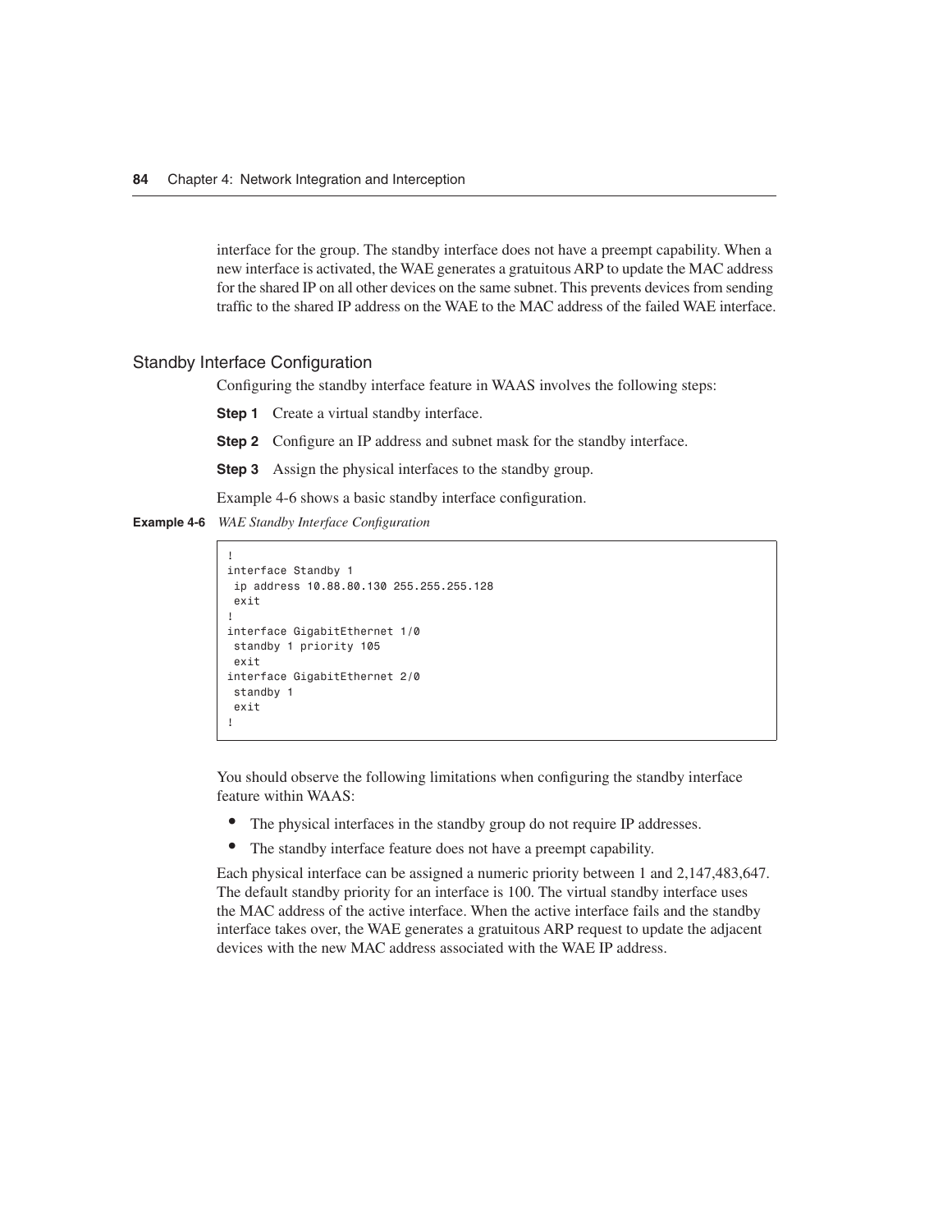interface for the group. The standby interface does not have a preempt capability. When a new interface is activated, the WAE generates a gratuitous ARP to update the MAC address for the shared IP on all other devices on the same subnet. This prevents devices from sending traffic to the shared IP address on the WAE to the MAC address of the failed WAE interface.

### Standby Interface Configuration

Configuring the standby interface feature in WAAS involves the following steps:

**Step 1** Create a virtual standby interface.

**Step 2** Configure an IP address and subnet mask for the standby interface.

**Step 3** Assign the physical interfaces to the standby group.

Example 4-6 shows a basic standby interface configuration.

**Example 4-6** *WAE Standby Interface Configuration*

```
!
interface Standby 1
 ip address 10.88.80.130 255.255.255.128
 exit
!
interface GigabitEthernet 1/0
 standby 1 priority 105
 exit
interface GigabitEthernet 2/0
 standby 1
 exit
!
```

You should observe the following limitations when configuring the standby interface feature within WAAS:

- The physical interfaces in the standby group do not require IP addresses.
- The standby interface feature does not have a preempt capability.

Each physical interface can be assigned a numeric priority between 1 and 2,147,483,647. The default standby priority for an interface is 100. The virtual standby interface uses the MAC address of the active interface. When the active interface fails and the standby interface takes over, the WAE generates a gratuitous ARP request to update the adjacent devices with the new MAC address associated with the WAE IP address.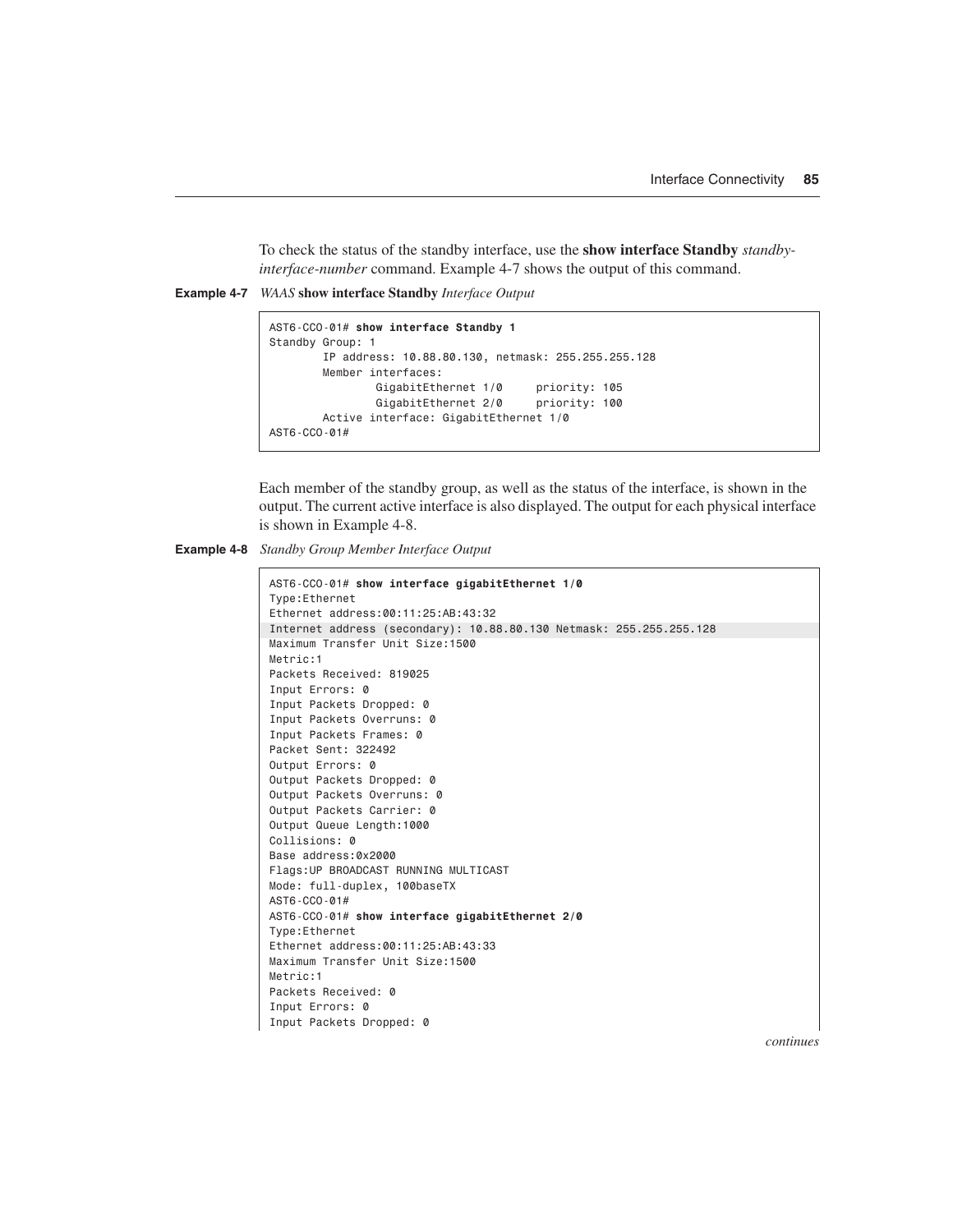To check the status of the standby interface, use the **show interface Standby** *standby-interface-number* command. Example 4-7 shows the output of this command.

**Example 4-7** *WAAS* **show interface Standby** *Interface Output*

```
AST6-CCO-01# show interface Standby 1
Standby Group: 1
        IP address: 10.88.80.130, netmask: 255.255.255.128
        Member interfaces:
                GigabitEthernet 1/0     priority: 105
                GigabitEthernet 2/0     priority: 100
        Active interface: GigabitEthernet 1/0
AST6-CCO-01#
```

Each member of the standby group, as well as the status of the interface, is shown in the output. The current active interface is also displayed. The output for each physical interface is shown in Example 4-8.

**Example 4-8** *Standby Group Member Interface Output*

```
AST6-CCO-01# show interface gigabitEthernet 1/0
Type:Ethernet
Ethernet address:00:11:25:AB:43:32
Internet address (secondary): 10.88.80.130 Netmask: 255.255.255.128
Maximum Transfer Unit Size:1500
Metric:1
Packets Received: 819025
Input Errors: 0
Input Packets Dropped: 0
Input Packets Overruns: 0
Input Packets Frames: 0
Packet Sent: 322492
Output Errors: 0
Output Packets Dropped: 0
Output Packets Overruns: 0
Output Packets Carrier: 0
Output Queue Length:1000
Collisions: 0
Base address:0x2000
Flags:UP BROADCAST RUNNING MULTICAST
Mode: full-duplex, 100baseTX
AST6-CCO-01#
AST6-CCO-01# show interface gigabitEthernet 2/0
Type:Ethernet
Ethernet address:00:11:25:AB:43:33
Maximum Transfer Unit Size:1500
Metric:1
Packets Received: 0
Input Errors: 0
Input Packets Dropped: 0
```

*continues*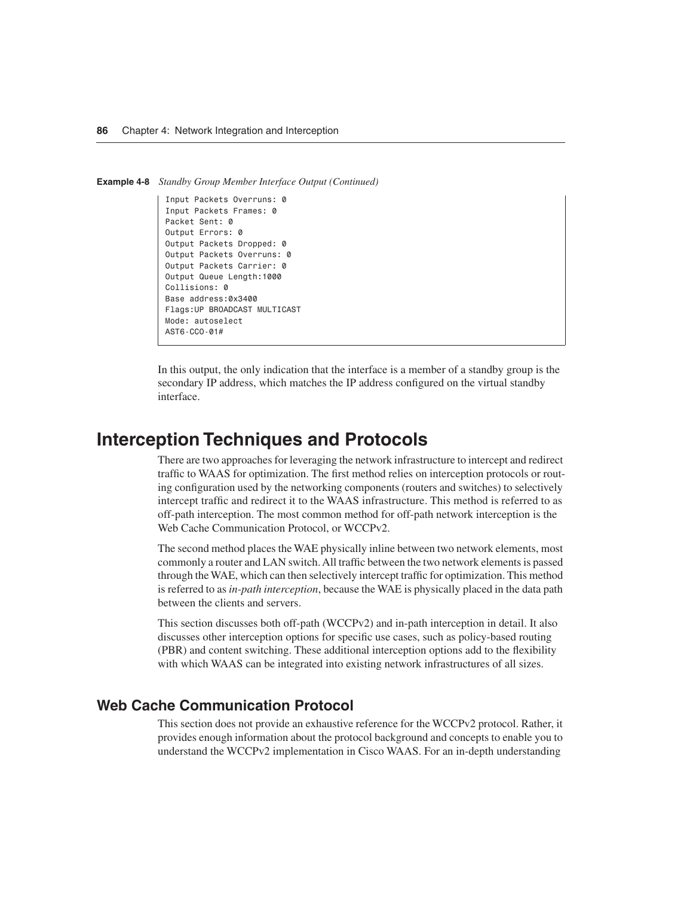**Example 4-8** *Standby Group Member Interface Output (Continued)*

```
Input Packets Overruns: 0
Input Packets Frames: 0
Packet Sent: 0
Output Errors: 0
Output Packets Dropped: 0
Output Packets Overruns: 0
Output Packets Carrier: 0
Output Queue Length:1000
Collisions: 0
Base address:0x3400
Flags:UP BROADCAST MULTICAST
Mode: autoselect
AST6-CCO-01#
```

In this output, the only indication that the interface is a member of a standby group is the secondary IP address, which matches the IP address configured on the virtual standby interface.

# Interception Techniques and Protocols

There are two approaches for leveraging the network infrastructure to intercept and redirect traffic to WAAS for optimization. The first method relies on interception protocols or routing configuration used by the networking components (routers and switches) to selectively intercept traffic and redirect it to the WAAS infrastructure. This method is referred to as off-path interception. The most common method for off-path network interception is the Web Cache Communication Protocol, or WCCPv2.

The second method places the WAE physically inline between two network elements, most commonly a router and LAN switch. All traffic between the two network elements is passed through the WAE, which can then selectively intercept traffic for optimization. This method is referred to as *in-path interception*, because the WAE is physically placed in the data path between the clients and servers.

This section discusses both off-path (WCCPv2) and in-path interception in detail. It also discusses other interception options for specific use cases, such as policy-based routing (PBR) and content switching. These additional interception options add to the flexibility with which WAAS can be integrated into existing network infrastructures of all sizes.

## Web Cache Communication Protocol

This section does not provide an exhaustive reference for the WCCPv2 protocol. Rather, it provides enough information about the protocol background and concepts to enable you to understand the WCCPv2 implementation in Cisco WAAS. For an in-depth understanding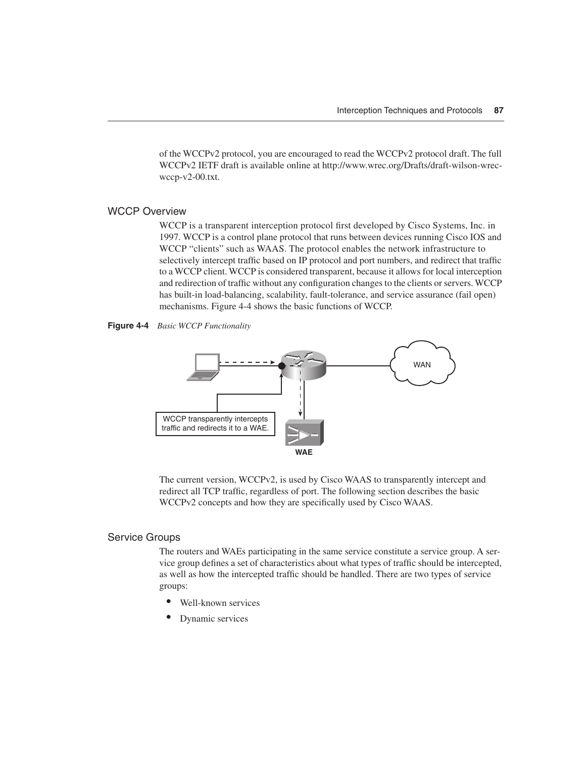of the WCCPv2 protocol, you are encouraged to read the WCCPv2 protocol draft. The full WCCPv2 IETF draft is available online at http://www.wrec.org/Drafts/draft-wilson-wrec-wccp-v2-00.txt.

## WCCP Overview

WCCP is a transparent interception protocol first developed by Cisco Systems, Inc. in 1997. WCCP is a control plane protocol that runs between devices running Cisco IOS and WCCP "clients" such as WAAS. The protocol enables the network infrastructure to selectively intercept traffic based on IP protocol and port numbers, and redirect that traffic to a WCCP client. WCCP is considered transparent, because it allows for local interception and redirection of traffic without any configuration changes to the clients or servers. WCCP has built-in load-balancing, scalability, fault-tolerance, and service assurance (fail open) mechanisms. Figure 4-4 shows the basic functions of WCCP.

**Figure 4-4** *Basic WCCP Functionality*

WCCP transparently intercepts traffic and redirects it to a WAE.

WAN

WAE

The current version, WCCPv2, is used by Cisco WAAS to transparently intercept and redirect all TCP traffic, regardless of port. The following section describes the basic WCCPv2 concepts and how they are specifically used by Cisco WAAS.

## Service Groups

The routers and WAEs participating in the same service constitute a service group. A service group defines a set of characteristics about what types of traffic should be intercepted, as well as how the intercepted traffic should be handled. There are two types of service groups:

- Well-known services
- Dynamic services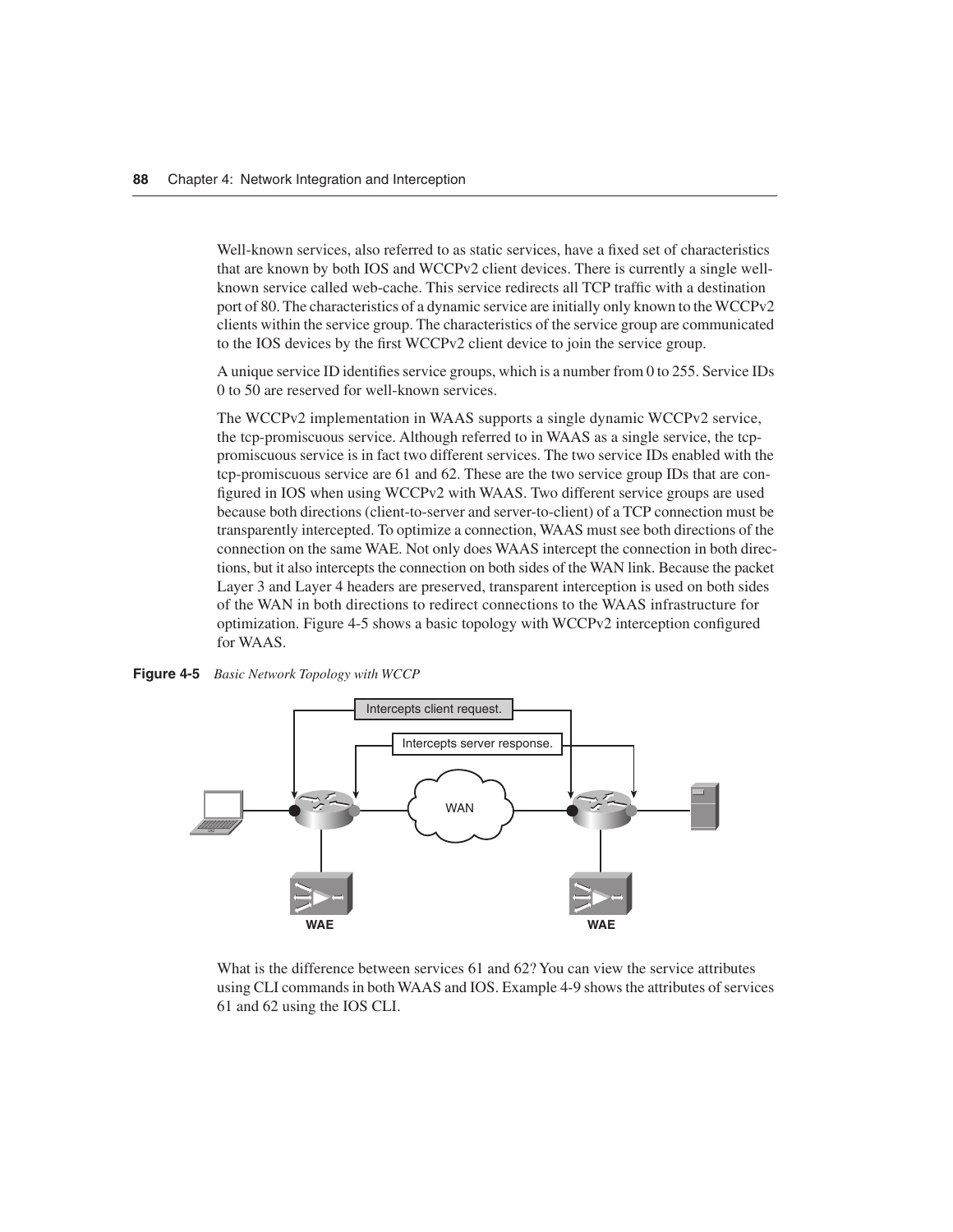Well-known services, also referred to as static services, have a fixed set of characteristics that are known by both IOS and WCCPv2 client devices. There is currently a single well-known service called web-cache. This service redirects all TCP traffic with a destination port of 80. The characteristics of a dynamic service are initially only known to the WCCPv2 clients within the service group. The characteristics of the service group are communicated to the IOS devices by the first WCCPv2 client device to join the service group.

A unique service ID identifies service groups, which is a number from 0 to 255. Service IDs 0 to 50 are reserved for well-known services.

The WCCPv2 implementation in WAAS supports a single dynamic WCCPv2 service, the tcp-promiscuous service. Although referred to in WAAS as a single service, the tcp-promiscuous service is in fact two different services. The two service IDs enabled with the tcp-promiscuous service are 61 and 62. These are the two service group IDs that are configured in IOS when using WCCPv2 with WAAS. Two different service groups are used because both directions (client-to-server and server-to-client) of a TCP connection must be transparently intercepted. To optimize a connection, WAAS must see both directions of the connection on the same WAE. Not only does WAAS intercept the connection in both directions, but it also intercepts the connection on both sides of the WAN link. Because the packet Layer 3 and Layer 4 headers are preserved, transparent interception is used on both sides of the WAN in both directions to redirect connections to the WAAS infrastructure for optimization. Figure 4-5 shows a basic topology with WCCPv2 interception configured for WAAS.

**Figure 4-5** *Basic Network Topology with WCCP*

What is the difference between services 61 and 62? You can view the service attributes using CLI commands in both WAAS and IOS. Example 4-9 shows the attributes of services 61 and 62 using the IOS CLI.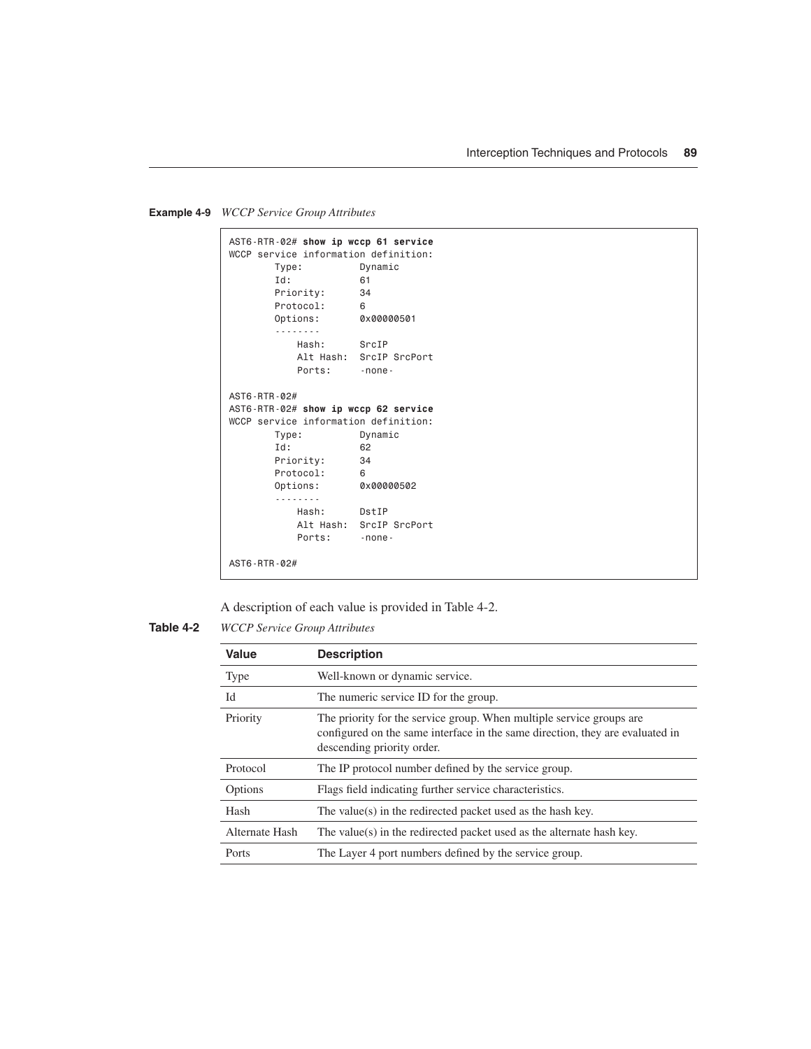**Example 4-9** *WCCP Service Group Attributes*

```
AST6-RTR-02# show ip wccp 61 service
WCCP service information definition:
        Type:          Dynamic
        Id:            61
        Priority:      34
        Protocol:      6
        Options:       0x00000501
        --------
            Hash:      SrcIP
            Alt Hash:  SrcIP SrcPort
            Ports:     -none-

AST6-RTR-02#
AST6-RTR-02# show ip wccp 62 service
WCCP service information definition:
        Type:          Dynamic
        Id:            62
        Priority:      34
        Protocol:      6
        Options:       0x00000502
        --------
            Hash:      DstIP
            Alt Hash:  SrcIP SrcPort
            Ports:     -none-

AST6-RTR-02#
```

A description of each value is provided in Table 4-2.

**Table 4-2** *WCCP Service Group Attributes*

| Value | Description |
|---|---|
| Type | Well-known or dynamic service. |
| Id | The numeric service ID for the group. |
| Priority | The priority for the service group. When multiple service groups are configured on the same interface in the same direction, they are evaluated in descending priority order. |
| Protocol | The IP protocol number defined by the service group. |
| Options | Flags field indicating further service characteristics. |
| Hash | The value(s) in the redirected packet used as the hash key. |
| Alternate Hash | The value(s) in the redirected packet used as the alternate hash key. |
| Ports | The Layer 4 port numbers defined by the service group. |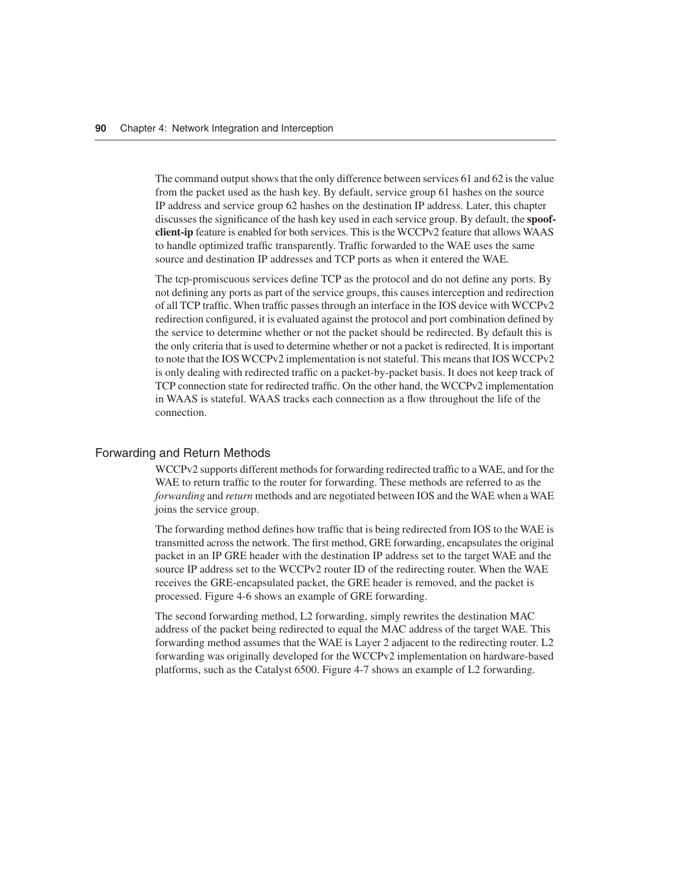The command output shows that the only difference between services 61 and 62 is the value from the packet used as the hash key. By default, service group 61 hashes on the source IP address and service group 62 hashes on the destination IP address. Later, this chapter discusses the significance of the hash key used in each service group. By default, the **spoof-client-ip** feature is enabled for both services. This is the WCCPv2 feature that allows WAAS to handle optimized traffic transparently. Traffic forwarded to the WAE uses the same source and destination IP addresses and TCP ports as when it entered the WAE.

The tcp-promiscuous services define TCP as the protocol and do not define any ports. By not defining any ports as part of the service groups, this causes interception and redirection of all TCP traffic. When traffic passes through an interface in the IOS device with WCCPv2 redirection configured, it is evaluated against the protocol and port combination defined by the service to determine whether or not the packet should be redirected. By default this is the only criteria that is used to determine whether or not a packet is redirected. It is important to note that the IOS WCCPv2 implementation is not stateful. This means that IOS WCCPv2 is only dealing with redirected traffic on a packet-by-packet basis. It does not keep track of TCP connection state for redirected traffic. On the other hand, the WCCPv2 implementation in WAAS is stateful. WAAS tracks each connection as a flow throughout the life of the connection.

### Forwarding and Return Methods

WCCPv2 supports different methods for forwarding redirected traffic to a WAE, and for the WAE to return traffic to the router for forwarding. These methods are referred to as the *forwarding* and *return* methods and are negotiated between IOS and the WAE when a WAE joins the service group.

The forwarding method defines how traffic that is being redirected from IOS to the WAE is transmitted across the network. The first method, GRE forwarding, encapsulates the original packet in an IP GRE header with the destination IP address set to the target WAE and the source IP address set to the WCCPv2 router ID of the redirecting router. When the WAE receives the GRE-encapsulated packet, the GRE header is removed, and the packet is processed. Figure 4-6 shows an example of GRE forwarding.

The second forwarding method, L2 forwarding, simply rewrites the destination MAC address of the packet being redirected to equal the MAC address of the target WAE. This forwarding method assumes that the WAE is Layer 2 adjacent to the redirecting router. L2 forwarding was originally developed for the WCCPv2 implementation on hardware-based platforms, such as the Catalyst 6500. Figure 4-7 shows an example of L2 forwarding.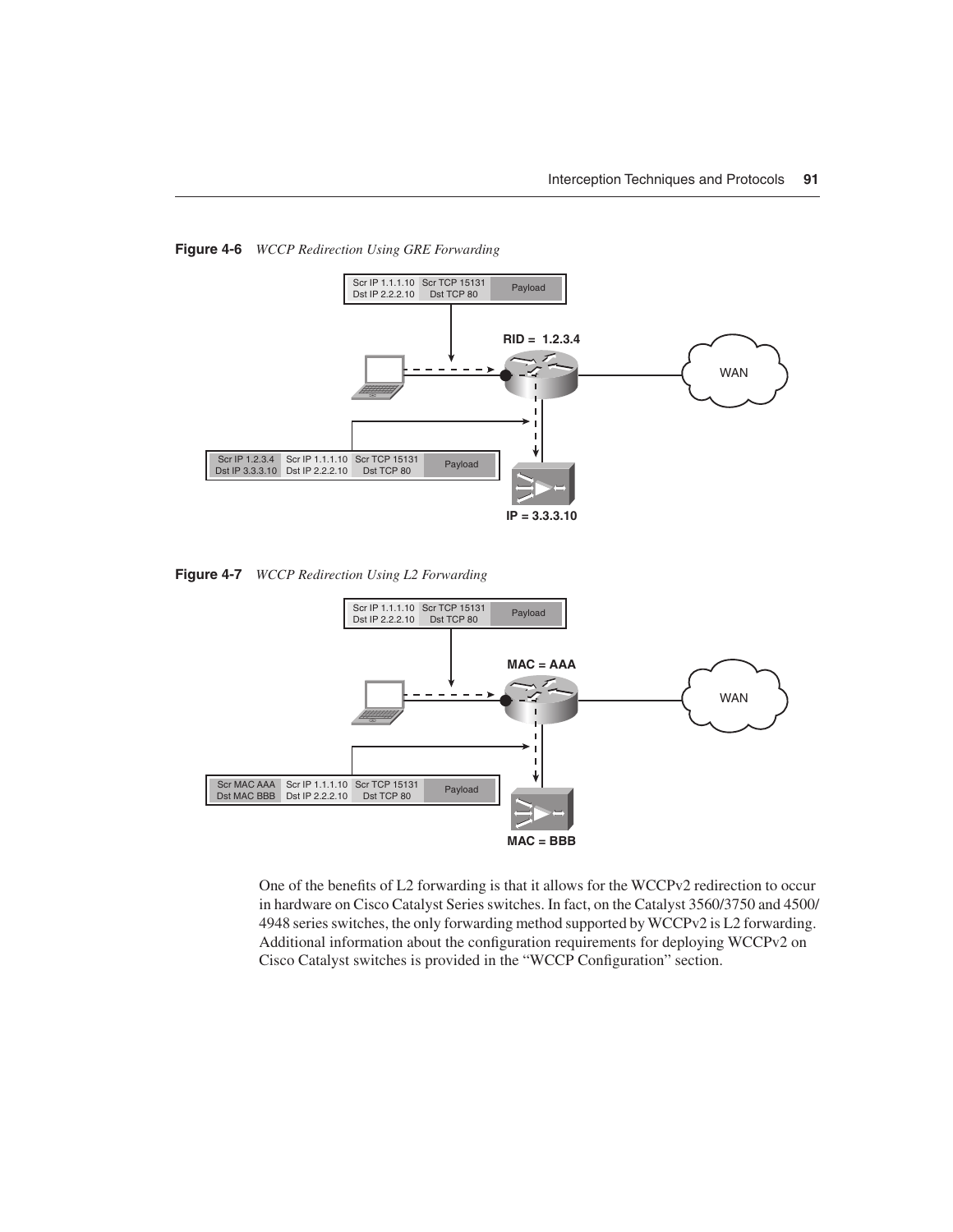**Figure 4-6** *WCCP Redirection Using GRE Forwarding*

**Figure 4-7** *WCCP Redirection Using L2 Forwarding*

One of the benefits of L2 forwarding is that it allows for the WCCPv2 redirection to occur in hardware on Cisco Catalyst Series switches. In fact, on the Catalyst 3560/3750 and 4500/4948 series switches, the only forwarding method supported by WCCPv2 is L2 forwarding. Additional information about the configuration requirements for deploying WCCPv2 on Cisco Catalyst switches is provided in the "WCCP Configuration" section.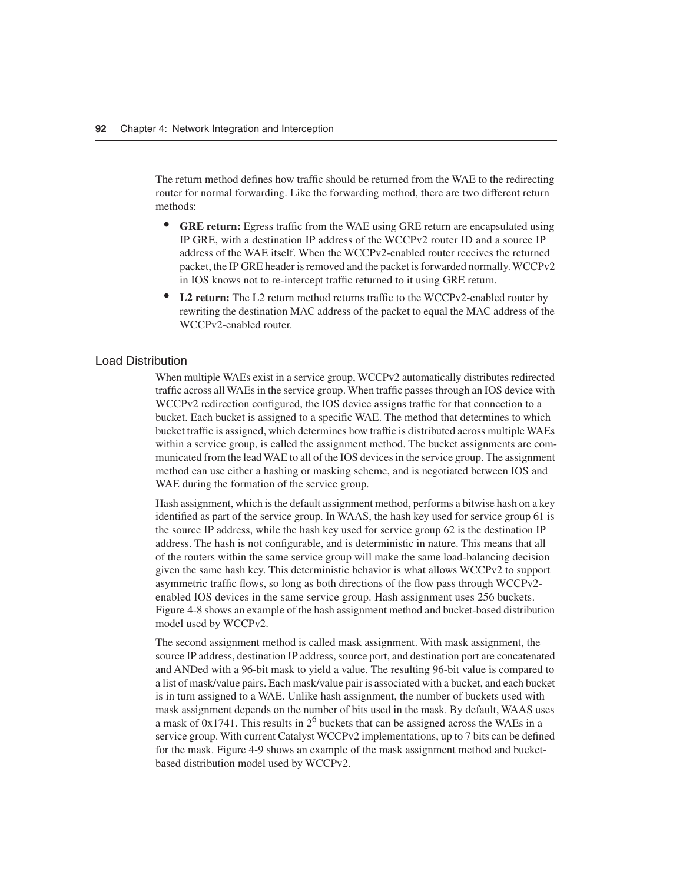The return method defines how traffic should be returned from the WAE to the redirecting router for normal forwarding. Like the forwarding method, there are two different return methods:

- **GRE return:** Egress traffic from the WAE using GRE return are encapsulated using IP GRE, with a destination IP address of the WCCPv2 router ID and a source IP address of the WAE itself. When the WCCPv2-enabled router receives the returned packet, the IP GRE header is removed and the packet is forwarded normally. WCCPv2 in IOS knows not to re-intercept traffic returned to it using GRE return.
- **L2 return:** The L2 return method returns traffic to the WCCPv2-enabled router by rewriting the destination MAC address of the packet to equal the MAC address of the WCCPv2-enabled router.

## Load Distribution

When multiple WAEs exist in a service group, WCCPv2 automatically distributes redirected traffic across all WAEs in the service group. When traffic passes through an IOS device with WCCPv2 redirection configured, the IOS device assigns traffic for that connection to a bucket. Each bucket is assigned to a specific WAE. The method that determines to which bucket traffic is assigned, which determines how traffic is distributed across multiple WAEs within a service group, is called the assignment method. The bucket assignments are communicated from the lead WAE to all of the IOS devices in the service group. The assignment method can use either a hashing or masking scheme, and is negotiated between IOS and WAE during the formation of the service group.

Hash assignment, which is the default assignment method, performs a bitwise hash on a key identified as part of the service group. In WAAS, the hash key used for service group 61 is the source IP address, while the hash key used for service group 62 is the destination IP address. The hash is not configurable, and is deterministic in nature. This means that all of the routers within the same service group will make the same load-balancing decision given the same hash key. This deterministic behavior is what allows WCCPv2 to support asymmetric traffic flows, so long as both directions of the flow pass through WCCPv2-enabled IOS devices in the same service group. Hash assignment uses 256 buckets. Figure 4-8 shows an example of the hash assignment method and bucket-based distribution model used by WCCPv2.

The second assignment method is called mask assignment. With mask assignment, the source IP address, destination IP address, source port, and destination port are concatenated and ANDed with a 96-bit mask to yield a value. The resulting 96-bit value is compared to a list of mask/value pairs. Each mask/value pair is associated with a bucket, and each bucket is in turn assigned to a WAE. Unlike hash assignment, the number of buckets used with mask assignment depends on the number of bits used in the mask. By default, WAAS uses a mask of 0x1741. This results in $2^6$ buckets that can be assigned across the WAEs in a service group. With current Catalyst WCCPv2 implementations, up to 7 bits can be defined for the mask. Figure 4-9 shows an example of the mask assignment method and bucket-based distribution model used by WCCPv2.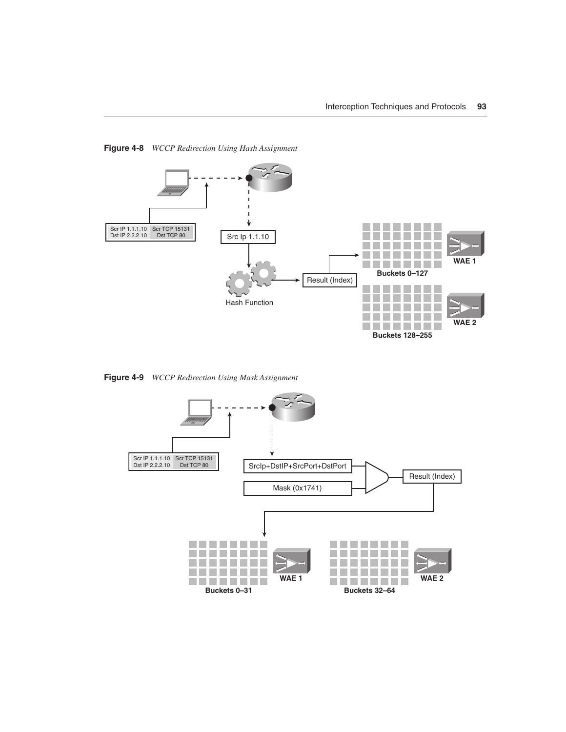**Figure 4-8** *WCCP Redirection Using Hash Assignment*

**Figure 4-9** *WCCP Redirection Using Mask Assignment*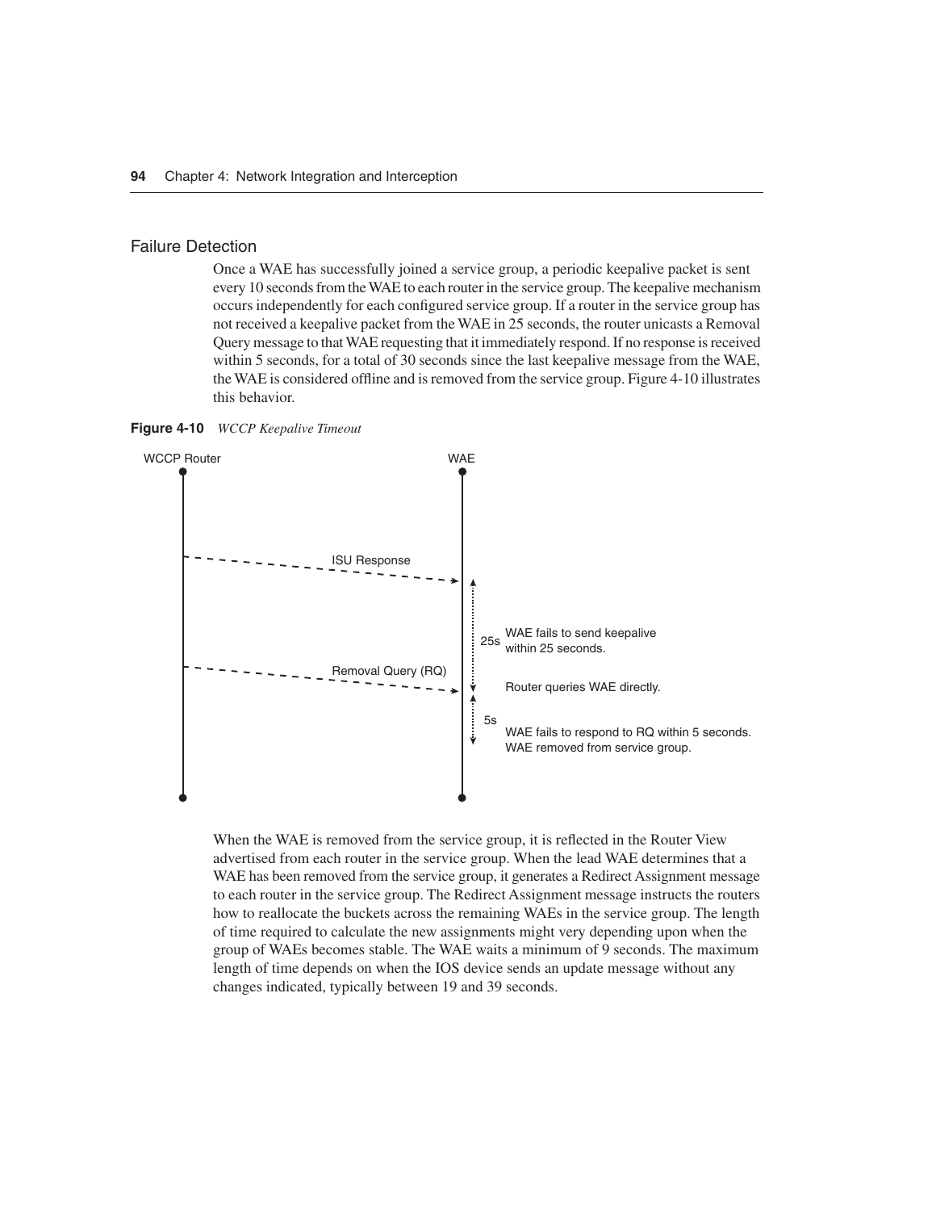## Failure Detection

Once a WAE has successfully joined a service group, a periodic keepalive packet is sent every 10 seconds from the WAE to each router in the service group. The keepalive mechanism occurs independently for each configured service group. If a router in the service group has not received a keepalive packet from the WAE in 25 seconds, the router unicasts a Removal Query message to that WAE requesting that it immediately respond. If no response is received within 5 seconds, for a total of 30 seconds since the last keepalive message from the WAE, the WAE is considered offline and is removed from the service group. Figure 4-10 illustrates this behavior.

**Figure 4-10** *WCCP Keepalive Timeout*

When the WAE is removed from the service group, it is reflected in the Router View advertised from each router in the service group. When the lead WAE determines that a WAE has been removed from the service group, it generates a Redirect Assignment message to each router in the service group. The Redirect Assignment message instructs the routers how to reallocate the buckets across the remaining WAEs in the service group. The length of time required to calculate the new assignments might very depending upon when the group of WAEs becomes stable. The WAE waits a minimum of 9 seconds. The maximum length of time depends on when the IOS device sends an update message without any changes indicated, typically between 19 and 39 seconds.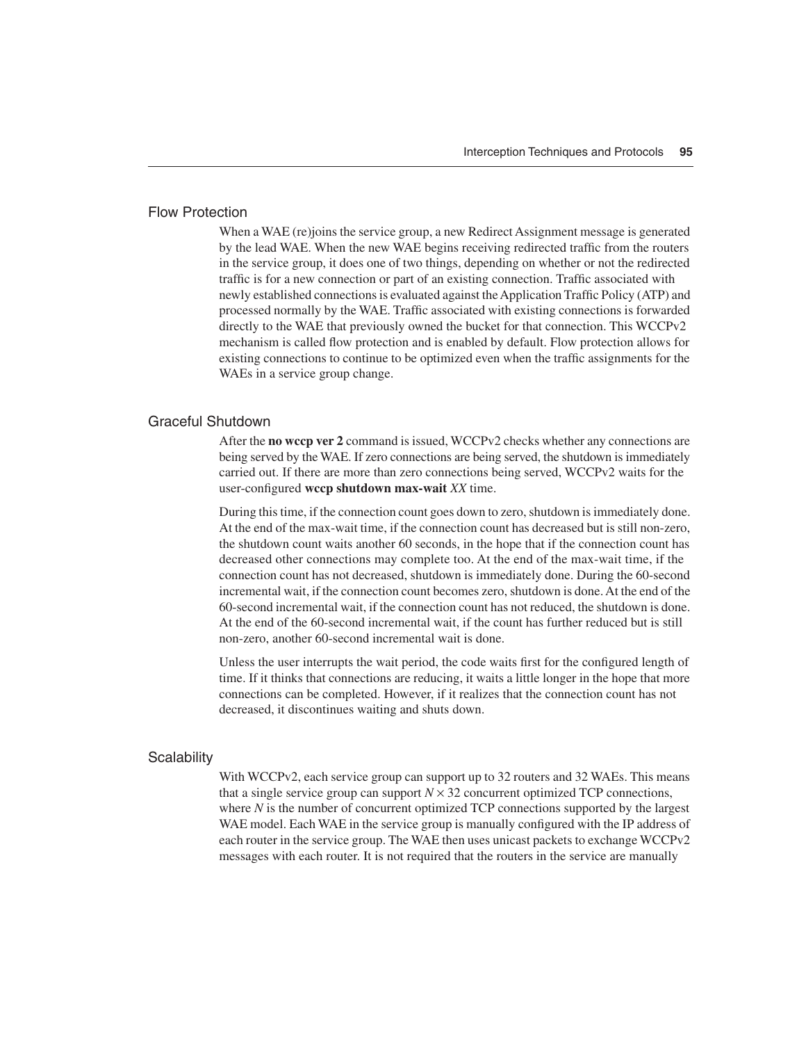### Flow Protection

When a WAE (re)joins the service group, a new Redirect Assignment message is generated by the lead WAE. When the new WAE begins receiving redirected traffic from the routers in the service group, it does one of two things, depending on whether or not the redirected traffic is for a new connection or part of an existing connection. Traffic associated with newly established connections is evaluated against the Application Traffic Policy (ATP) and processed normally by the WAE. Traffic associated with existing connections is forwarded directly to the WAE that previously owned the bucket for that connection. This WCCPv2 mechanism is called flow protection and is enabled by default. Flow protection allows for existing connections to continue to be optimized even when the traffic assignments for the WAEs in a service group change.

### Graceful Shutdown

After the **no wccp ver 2** command is issued, WCCPv2 checks whether any connections are being served by the WAE. If zero connections are being served, the shutdown is immediately carried out. If there are more than zero connections being served, WCCPv2 waits for the user-configured **wccp shutdown max-wait** *XX* time.

During this time, if the connection count goes down to zero, shutdown is immediately done. At the end of the max-wait time, if the connection count has decreased but is still non-zero, the shutdown count waits another 60 seconds, in the hope that if the connection count has decreased other connections may complete too. At the end of the max-wait time, if the connection count has not decreased, shutdown is immediately done. During the 60-second incremental wait, if the connection count becomes zero, shutdown is done. At the end of the 60-second incremental wait, if the connection count has not reduced, the shutdown is done. At the end of the 60-second incremental wait, if the count has further reduced but is still non-zero, another 60-second incremental wait is done.

Unless the user interrupts the wait period, the code waits first for the configured length of time. If it thinks that connections are reducing, it waits a little longer in the hope that more connections can be completed. However, if it realizes that the connection count has not decreased, it discontinues waiting and shuts down.

### Scalability

With WCCPv2, each service group can support up to 32 routers and 32 WAEs. This means that a single service group can support $N \times 32$ concurrent optimized TCP connections, where $N$ is the number of concurrent optimized TCP connections supported by the largest WAE model. Each WAE in the service group is manually configured with the IP address of each router in the service group. The WAE then uses unicast packets to exchange WCCPv2 messages with each router. It is not required that the routers in the service are manually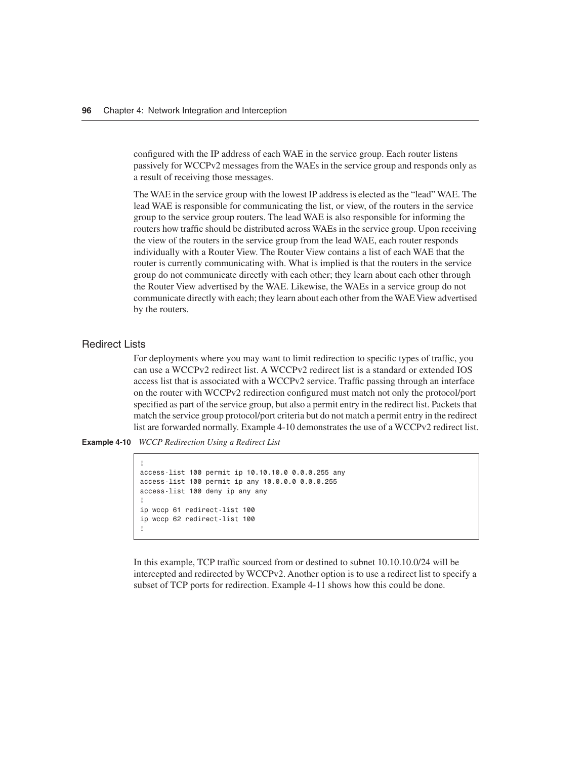configured with the IP address of each WAE in the service group. Each router listens passively for WCCPv2 messages from the WAEs in the service group and responds only as a result of receiving those messages.

The WAE in the service group with the lowest IP address is elected as the "lead" WAE. The lead WAE is responsible for communicating the list, or view, of the routers in the service group to the service group routers. The lead WAE is also responsible for informing the routers how traffic should be distributed across WAEs in the service group. Upon receiving the view of the routers in the service group from the lead WAE, each router responds individually with a Router View. The Router View contains a list of each WAE that the router is currently communicating with. What is implied is that the routers in the service group do not communicate directly with each other; they learn about each other through the Router View advertised by the WAE. Likewise, the WAEs in a service group do not communicate directly with each; they learn about each other from the WAE View advertised by the routers.

## Redirect Lists

For deployments where you may want to limit redirection to specific types of traffic, you can use a WCCPv2 redirect list. A WCCPv2 redirect list is a standard or extended IOS access list that is associated with a WCCPv2 service. Traffic passing through an interface on the router with WCCPv2 redirection configured must match not only the protocol/port specified as part of the service group, but also a permit entry in the redirect list. Packets that match the service group protocol/port criteria but do not match a permit entry in the redirect list are forwarded normally. Example 4-10 demonstrates the use of a WCCPv2 redirect list.

**Example 4-10** *WCCP Redirection Using a Redirect List*

```
!
access-list 100 permit ip 10.10.10.0 0.0.0.255 any
access-list 100 permit ip any 10.0.0.0 0.0.0.255
access-list 100 deny ip any any
!
ip wccp 61 redirect-list 100
ip wccp 62 redirect-list 100
!
```

In this example, TCP traffic sourced from or destined to subnet 10.10.10.0/24 will be intercepted and redirected by WCCPv2. Another option is to use a redirect list to specify a subset of TCP ports for redirection. Example 4-11 shows how this could be done.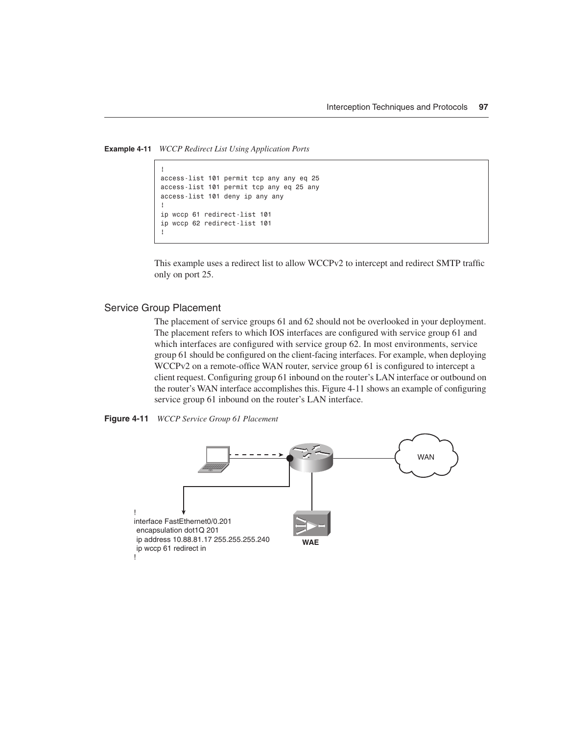**Example 4-11** *WCCP Redirect List Using Application Ports*

```
!
access-list 101 permit tcp any any eq 25
access-list 101 permit tcp any eq 25 any
access-list 101 deny ip any any
!
ip wccp 61 redirect-list 101
ip wccp 62 redirect-list 101
!
```

This example uses a redirect list to allow WCCPv2 to intercept and redirect SMTP traffic only on port 25.

## Service Group Placement

The placement of service groups 61 and 62 should not be overlooked in your deployment. The placement refers to which IOS interfaces are configured with service group 61 and which interfaces are configured with service group 62. In most environments, service group 61 should be configured on the client-facing interfaces. For example, when deploying WCCPv2 on a remote-office WAN router, service group 61 is configured to intercept a client request. Configuring group 61 inbound on the router's LAN interface or outbound on the router's WAN interface accomplishes this. Figure 4-11 shows an example of configuring service group 61 inbound on the router's LAN interface.

**Figure 4-11** *WCCP Service Group 61 Placement*

```
!
interface FastEthernet0/0.201
 encapsulation dot1Q 201
 ip address 10.88.81.17 255.255.255.240
 ip wccp 61 redirect in
!
```

WAN

WAE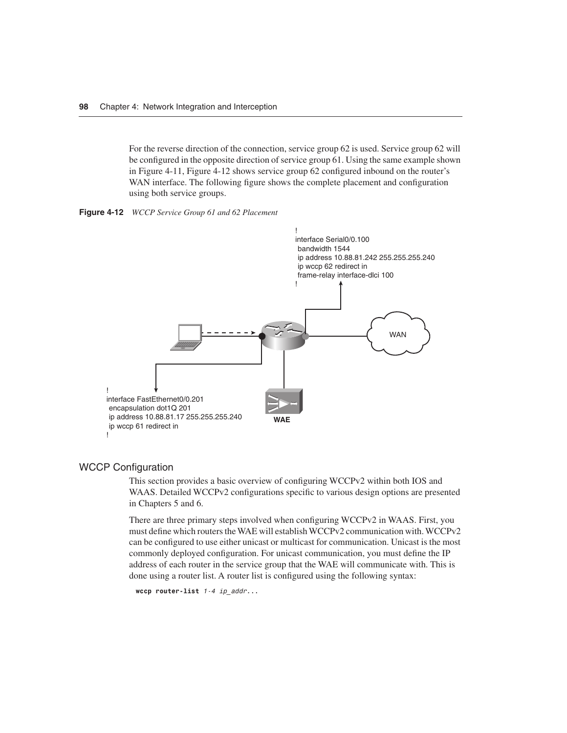For the reverse direction of the connection, service group 62 is used. Service group 62 will be configured in the opposite direction of service group 61. Using the same example shown in Figure 4-11, Figure 4-12 shows service group 62 configured inbound on the router's WAN interface. The following figure shows the complete placement and configuration using both service groups.

**Figure 4-12** *WCCP Service Group 61 and 62 Placement*

```
!
interface Serial0/0.100
 bandwidth 1544
 ip address 10.88.81.242 255.255.255.240
 ip wccp 62 redirect in
 frame-relay interface-dlci 100
!
```

```
!
interface FastEthernet0/0.201
 encapsulation dot1Q 201
 ip address 10.88.81.17 255.255.255.240
 ip wccp 61 redirect in
!
```

WAN

WAE

## WCCP Configuration

This section provides a basic overview of configuring WCCPv2 within both IOS and WAAS. Detailed WCCPv2 configurations specific to various design options are presented in Chapters 5 and 6.

There are three primary steps involved when configuring WCCPv2 in WAAS. First, you must define which routers the WAE will establish WCCPv2 communication with. WCCPv2 can be configured to use either unicast or multicast for communication. Unicast is the most commonly deployed configuration. For unicast communication, you must define the IP address of each router in the service group that the WAE will communicate with. This is done using a router list. A router list is configured using the following syntax:

```
wccp router-list 1-4 ip_addr...
```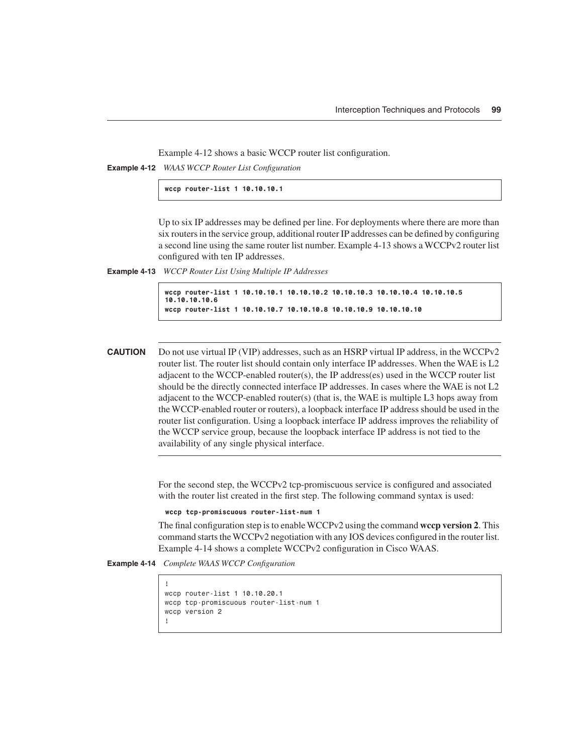Example 4-12 shows a basic WCCP router list configuration.

**Example 4-12** *WAAS WCCP Router List Configuration*

```
wccp router-list 1 10.10.10.1
```

Up to six IP addresses may be defined per line. For deployments where there are more than six routers in the service group, additional router IP addresses can be defined by configuring a second line using the same router list number. Example 4-13 shows a WCCPv2 router list configured with ten IP addresses.

**Example 4-13** *WCCP Router List Using Multiple IP Addresses*

```
wccp router-list 1 10.10.10.1 10.10.10.2 10.10.10.3 10.10.10.4 10.10.10.5
10.10.10.6
wccp router-list 1 10.10.10.7 10.10.10.8 10.10.10.9 10.10.10.10
```

---

**CAUTION** Do not use virtual IP (VIP) addresses, such as an HSRP virtual IP address, in the WCCPv2 router list. The router list should contain only interface IP addresses. When the WAE is L2 adjacent to the WCCP-enabled router(s), the IP address(es) used in the WCCP router list should be the directly connected interface IP addresses. In cases where the WAE is not L2 adjacent to the WCCP-enabled router(s) (that is, the WAE is multiple L3 hops away from the WCCP-enabled router or routers), a loopback interface IP address should be used in the router list configuration. Using a loopback interface IP address improves the reliability of the WCCP service group, because the loopback interface IP address is not tied to the availability of any single physical interface.

---

For the second step, the WCCPv2 tcp-promiscuous service is configured and associated with the router list created in the first step. The following command syntax is used:

```
wccp tcp-promiscuous router-list-num 1
```

The final configuration step is to enable WCCPv2 using the command **wccp version 2**. This command starts the WCCPv2 negotiation with any IOS devices configured in the router list. Example 4-14 shows a complete WCCPv2 configuration in Cisco WAAS.

**Example 4-14** *Complete WAAS WCCP Configuration*

```
!
wccp router-list 1 10.10.20.1
wccp tcp-promiscuous router-list-num 1
wccp version 2
!
```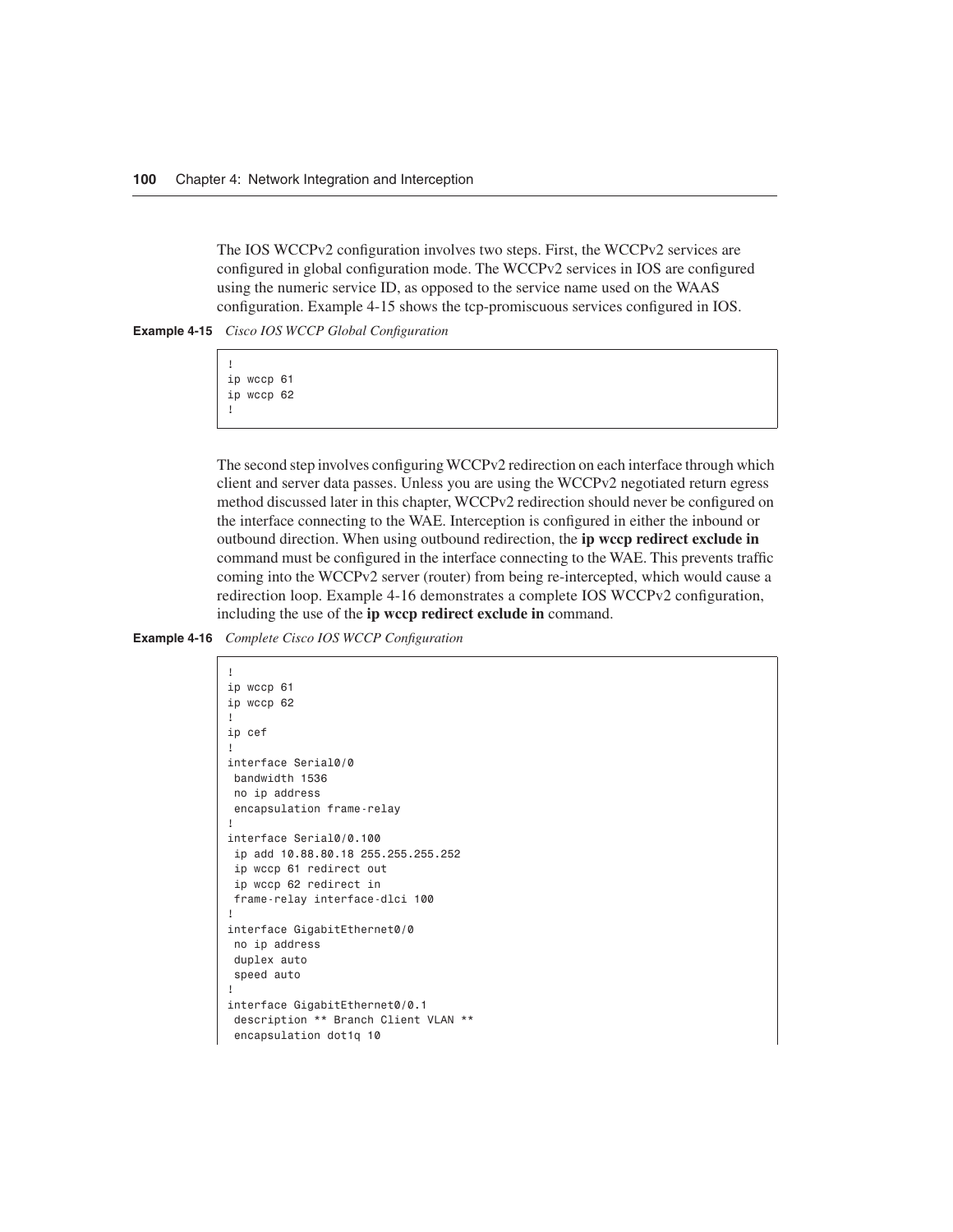The IOS WCCPv2 configuration involves two steps. First, the WCCPv2 services are configured in global configuration mode. The WCCPv2 services in IOS are configured using the numeric service ID, as opposed to the service name used on the WAAS configuration. Example 4-15 shows the tcp-promiscuous services configured in IOS.

**Example 4-15** *Cisco IOS WCCP Global Configuration*

```
!
ip wccp 61
ip wccp 62
!
```

The second step involves configuring WCCPv2 redirection on each interface through which client and server data passes. Unless you are using the WCCPv2 negotiated return egress method discussed later in this chapter, WCCPv2 redirection should never be configured on the interface connecting to the WAE. Interception is configured in either the inbound or outbound direction. When using outbound redirection, the **ip wccp redirect exclude in** command must be configured in the interface connecting to the WAE. This prevents traffic coming into the WCCPv2 server (router) from being re-intercepted, which would cause a redirection loop. Example 4-16 demonstrates a complete IOS WCCPv2 configuration, including the use of the **ip wccp redirect exclude in** command.

**Example 4-16** *Complete Cisco IOS WCCP Configuration*

```
!
ip wccp 61
ip wccp 62
!
ip cef
!
interface Serial0/0
 bandwidth 1536
 no ip address
 encapsulation frame-relay
!
interface Serial0/0.100
 ip add 10.88.80.18 255.255.255.252
 ip wccp 61 redirect out
 ip wccp 62 redirect in
 frame-relay interface-dlci 100
!
interface GigabitEthernet0/0
 no ip address
 duplex auto
 speed auto
!
interface GigabitEthernet0/0.1
 description ** Branch Client VLAN **
 encapsulation dot1q 10
```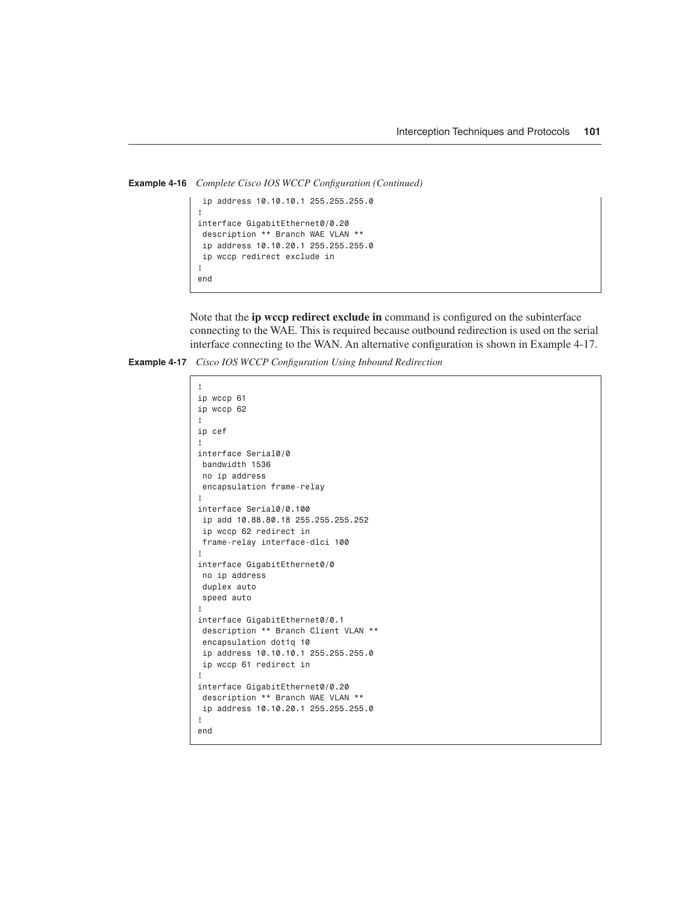**Example 4-16** *Complete Cisco IOS WCCP Configuration (Continued)*

```
 ip address 10.10.10.1 255.255.255.0
!
interface GigabitEthernet0/0.20
 description ** Branch WAE VLAN **
 ip address 10.10.20.1 255.255.255.0
 ip wccp redirect exclude in
!
end
```

Note that the **ip wccp redirect exclude in** command is configured on the subinterface connecting to the WAE. This is required because outbound redirection is used on the serial interface connecting to the WAN. An alternative configuration is shown in Example 4-17.

**Example 4-17** *Cisco IOS WCCP Configuration Using Inbound Redirection*

```
!
ip wccp 61
ip wccp 62
!
ip cef
!
interface Serial0/0
 bandwidth 1536
 no ip address
 encapsulation frame-relay
!
interface Serial0/0.100
 ip add 10.88.80.18 255.255.255.252
 ip wccp 62 redirect in
 frame-relay interface-dlci 100
!
interface GigabitEthernet0/0
 no ip address
 duplex auto
 speed auto
!
interface GigabitEthernet0/0.1
 description ** Branch Client VLAN **
 encapsulation dot1q 10
 ip address 10.10.10.1 255.255.255.0
 ip wccp 61 redirect in
!
interface GigabitEthernet0/0.20
 description ** Branch WAE VLAN **
 ip address 10.10.20.1 255.255.255.0
!
end
```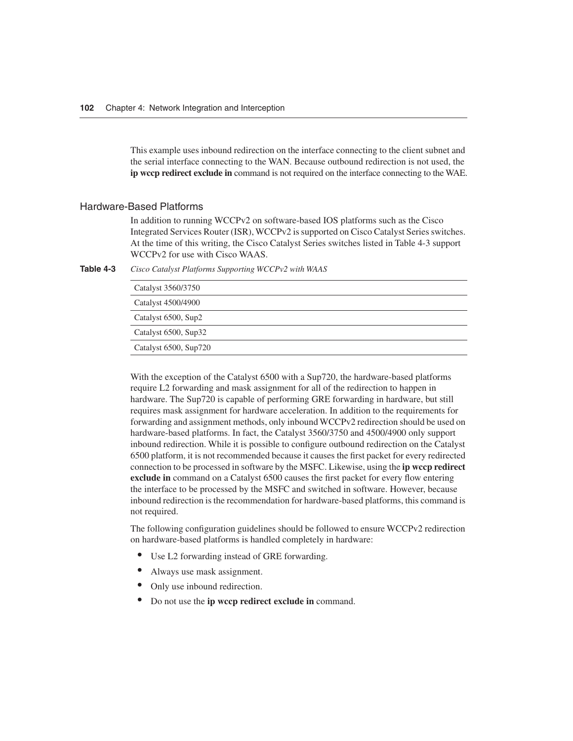This example uses inbound redirection on the interface connecting to the client subnet and the serial interface connecting to the WAN. Because outbound redirection is not used, the **ip wccp redirect exclude in** command is not required on the interface connecting to the WAE.

### Hardware-Based Platforms

In addition to running WCCPv2 on software-based IOS platforms such as the Cisco Integrated Services Router (ISR), WCCPv2 is supported on Cisco Catalyst Series switches. At the time of this writing, the Cisco Catalyst Series switches listed in Table 4-3 support WCCPv2 for use with Cisco WAAS.

**Table 4-3** *Cisco Catalyst Platforms Supporting WCCPv2 with WAAS*

| |
|---|
| Catalyst 3560/3750 |
| Catalyst 4500/4900 |
| Catalyst 6500, Sup2 |
| Catalyst 6500, Sup32 |
| Catalyst 6500, Sup720 |

With the exception of the Catalyst 6500 with a Sup720, the hardware-based platforms require L2 forwarding and mask assignment for all of the redirection to happen in hardware. The Sup720 is capable of performing GRE forwarding in hardware, but still requires mask assignment for hardware acceleration. In addition to the requirements for forwarding and assignment methods, only inbound WCCPv2 redirection should be used on hardware-based platforms. In fact, the Catalyst 3560/3750 and 4500/4900 only support inbound redirection. While it is possible to configure outbound redirection on the Catalyst 6500 platform, it is not recommended because it causes the first packet for every redirected connection to be processed in software by the MSFC. Likewise, using the **ip wccp redirect exclude in** command on a Catalyst 6500 causes the first packet for every flow entering the interface to be processed by the MSFC and switched in software. However, because inbound redirection is the recommendation for hardware-based platforms, this command is not required.

The following configuration guidelines should be followed to ensure WCCPv2 redirection on hardware-based platforms is handled completely in hardware:

- Use L2 forwarding instead of GRE forwarding.
- Always use mask assignment.
- Only use inbound redirection.
- Do not use the **ip wccp redirect exclude in** command.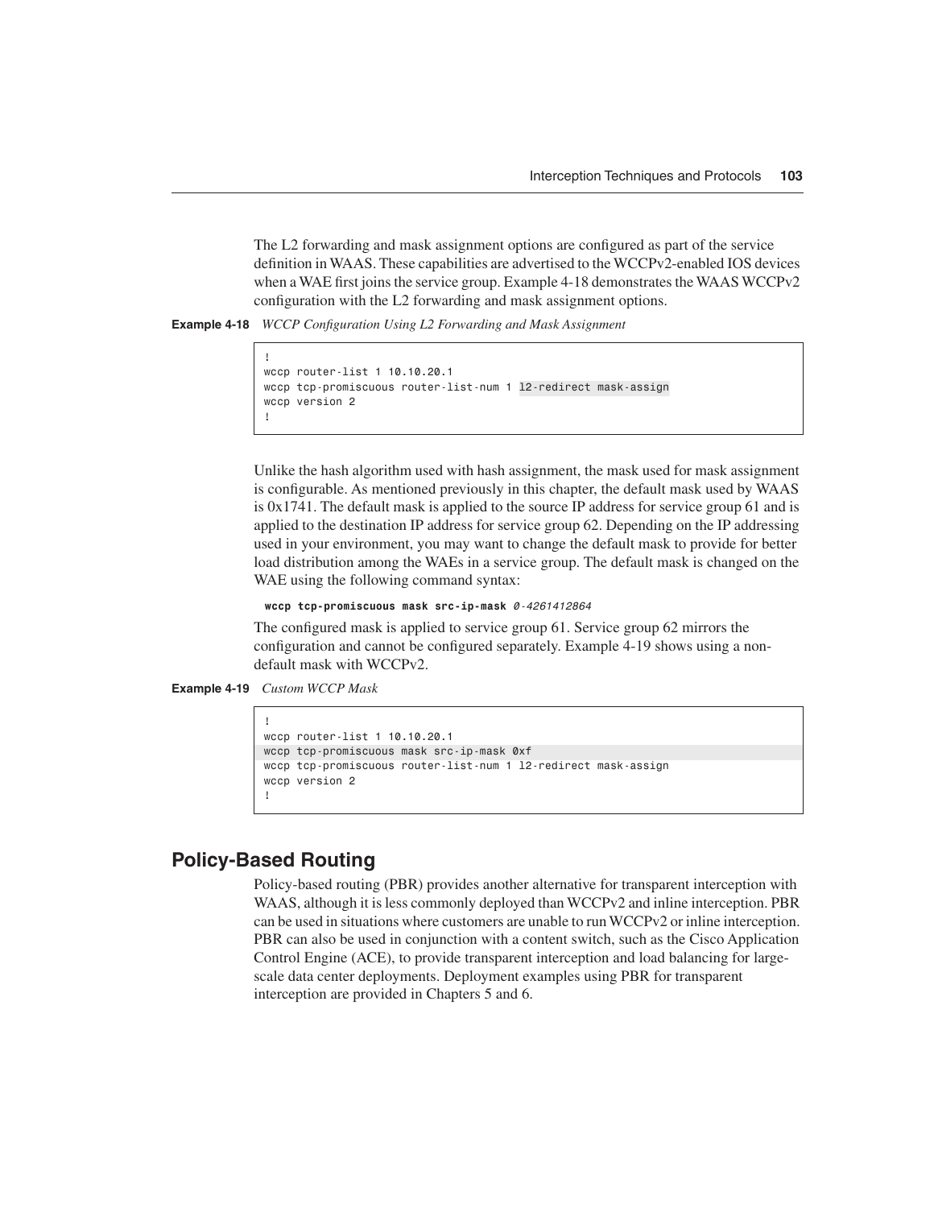The L2 forwarding and mask assignment options are configured as part of the service definition in WAAS. These capabilities are advertised to the WCCPv2-enabled IOS devices when a WAE first joins the service group. Example 4-18 demonstrates the WAAS WCCPv2 configuration with the L2 forwarding and mask assignment options.

**Example 4-18** *WCCP Configuration Using L2 Forwarding and Mask Assignment*

```
!
wccp router-list 1 10.10.20.1
wccp tcp-promiscuous router-list-num 1 l2-redirect mask-assign
wccp version 2
!
```

Unlike the hash algorithm used with hash assignment, the mask used for mask assignment is configurable. As mentioned previously in this chapter, the default mask used by WAAS is 0x1741. The default mask is applied to the source IP address for service group 61 and is applied to the destination IP address for service group 62. Depending on the IP addressing used in your environment, you may want to change the default mask to provide for better load distribution among the WAEs in a service group. The default mask is changed on the WAE using the following command syntax:

```
wccp tcp-promiscuous mask src-ip-mask 0-4261412864
```

The configured mask is applied to service group 61. Service group 62 mirrors the configuration and cannot be configured separately. Example 4-19 shows using a non-default mask with WCCPv2.

**Example 4-19** *Custom WCCP Mask*

```
!
wccp router-list 1 10.10.20.1
wccp tcp-promiscuous mask src-ip-mask 0xf
wccp tcp-promiscuous router-list-num 1 l2-redirect mask-assign
wccp version 2
!
```

## Policy-Based Routing

Policy-based routing (PBR) provides another alternative for transparent interception with WAAS, although it is less commonly deployed than WCCPv2 and inline interception. PBR can be used in situations where customers are unable to run WCCPv2 or inline interception. PBR can also be used in conjunction with a content switch, such as the Cisco Application Control Engine (ACE), to provide transparent interception and load balancing for large-scale data center deployments. Deployment examples using PBR for transparent interception are provided in Chapters 5 and 6.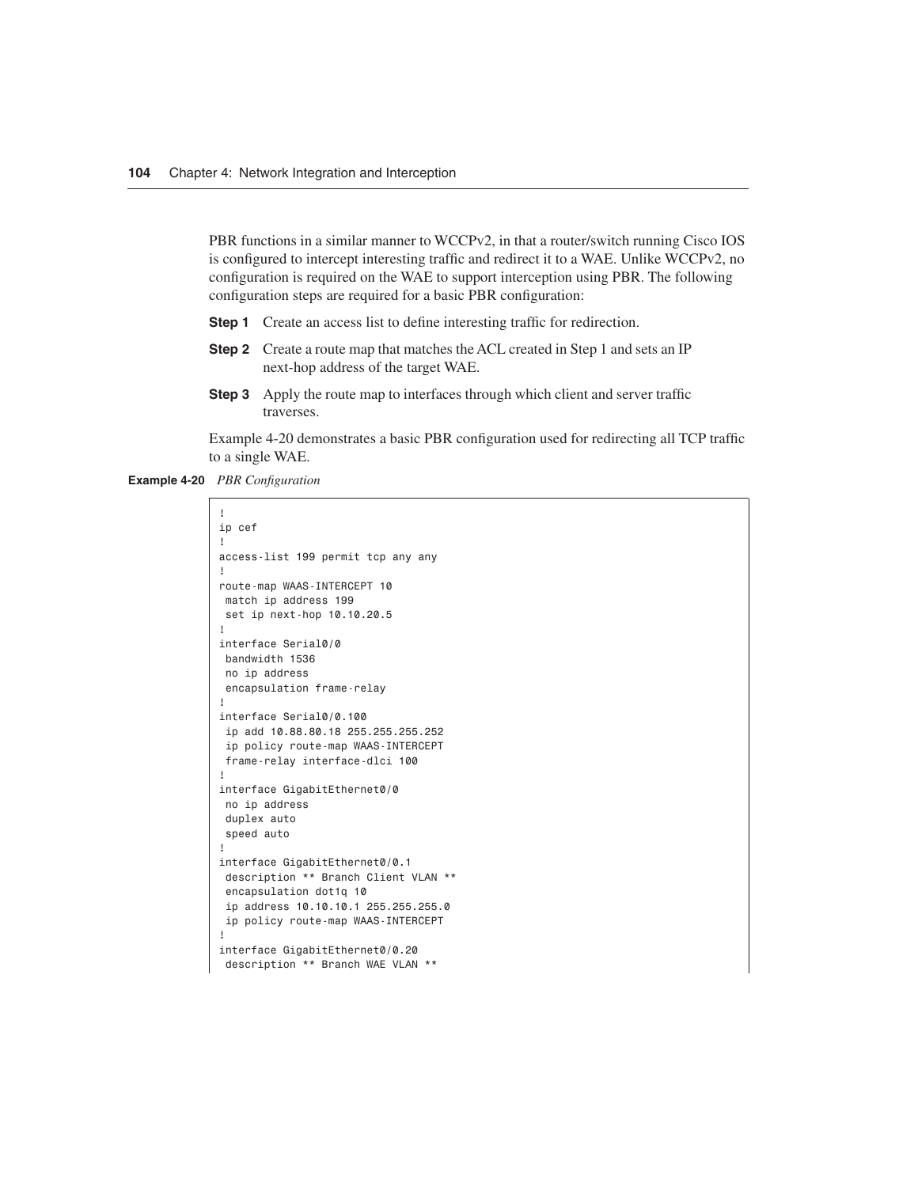PBR functions in a similar manner to WCCPv2, in that a router/switch running Cisco IOS is configured to intercept interesting traffic and redirect it to a WAE. Unlike WCCPv2, no configuration is required on the WAE to support interception using PBR. The following configuration steps are required for a basic PBR configuration:

**Step 1** Create an access list to define interesting traffic for redirection.

**Step 2** Create a route map that matches the ACL created in Step 1 and sets an IP next-hop address of the target WAE.

**Step 3** Apply the route map to interfaces through which client and server traffic traverses.

Example 4-20 demonstrates a basic PBR configuration used for redirecting all TCP traffic to a single WAE.

**Example 4-20** *PBR Configuration*

```
!
ip cef
!
access-list 199 permit tcp any any
!
route-map WAAS-INTERCEPT 10
 match ip address 199
 set ip next-hop 10.10.20.5
!
interface Serial0/0
 bandwidth 1536
 no ip address
 encapsulation frame-relay
!
interface Serial0/0.100
 ip add 10.88.80.18 255.255.255.252
 ip policy route-map WAAS-INTERCEPT
 frame-relay interface-dlci 100
!
interface GigabitEthernet0/0
 no ip address
 duplex auto
 speed auto
!
interface GigabitEthernet0/0.1
 description ** Branch Client VLAN **
 encapsulation dot1q 10
 ip address 10.10.10.1 255.255.255.0
 ip policy route-map WAAS-INTERCEPT
!
interface GigabitEthernet0/0.20
 description ** Branch WAE VLAN **
```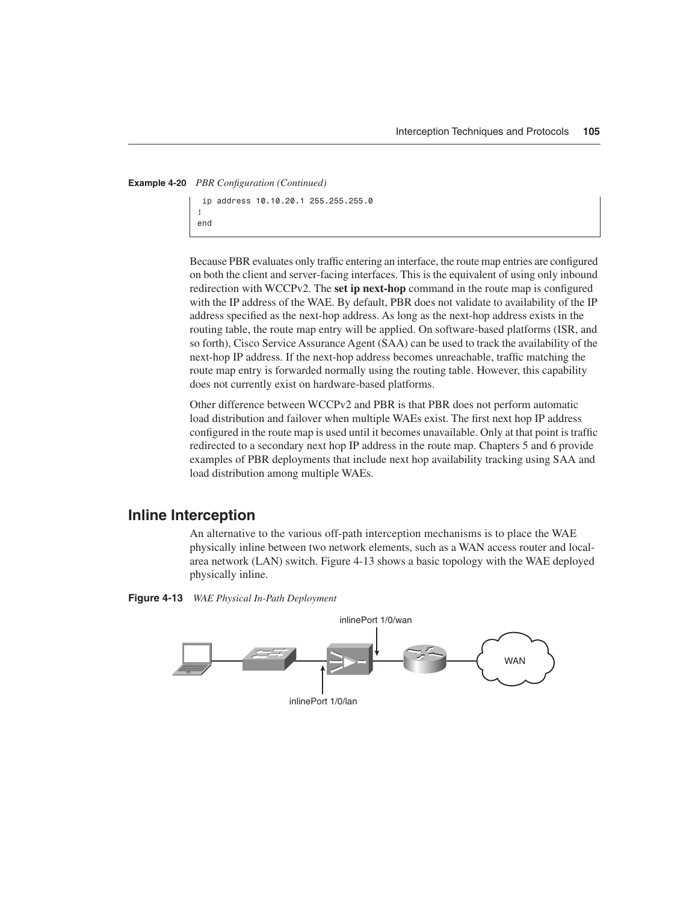**Example 4-20** *PBR Configuration (Continued)*

```
 ip address 10.10.20.1 255.255.255.0
!
end
```

Because PBR evaluates only traffic entering an interface, the route map entries are configured on both the client and server-facing interfaces. This is the equivalent of using only inbound redirection with WCCPv2. The **set ip next-hop** command in the route map is configured with the IP address of the WAE. By default, PBR does not validate to availability of the IP address specified as the next-hop address. As long as the next-hop address exists in the routing table, the route map entry will be applied. On software-based platforms (ISR, and so forth), Cisco Service Assurance Agent (SAA) can be used to track the availability of the next-hop IP address. If the next-hop address becomes unreachable, traffic matching the route map entry is forwarded normally using the routing table. However, this capability does not currently exist on hardware-based platforms.

Other difference between WCCPv2 and PBR is that PBR does not perform automatic load distribution and failover when multiple WAEs exist. The first next hop IP address configured in the route map is used until it becomes unavailable. Only at that point is traffic redirected to a secondary next hop IP address in the route map. Chapters 5 and 6 provide examples of PBR deployments that include next hop availability tracking using SAA and load distribution among multiple WAEs.

## Inline Interception

An alternative to the various off-path interception mechanisms is to place the WAE physically inline between two network elements, such as a WAN access router and local-area network (LAN) switch. Figure 4-13 shows a basic topology with the WAE deployed physically inline.

**Figure 4-13** *WAE Physical In-Path Deployment*

inlinePort 1/0/wan

WAN

inlinePort 1/0/lan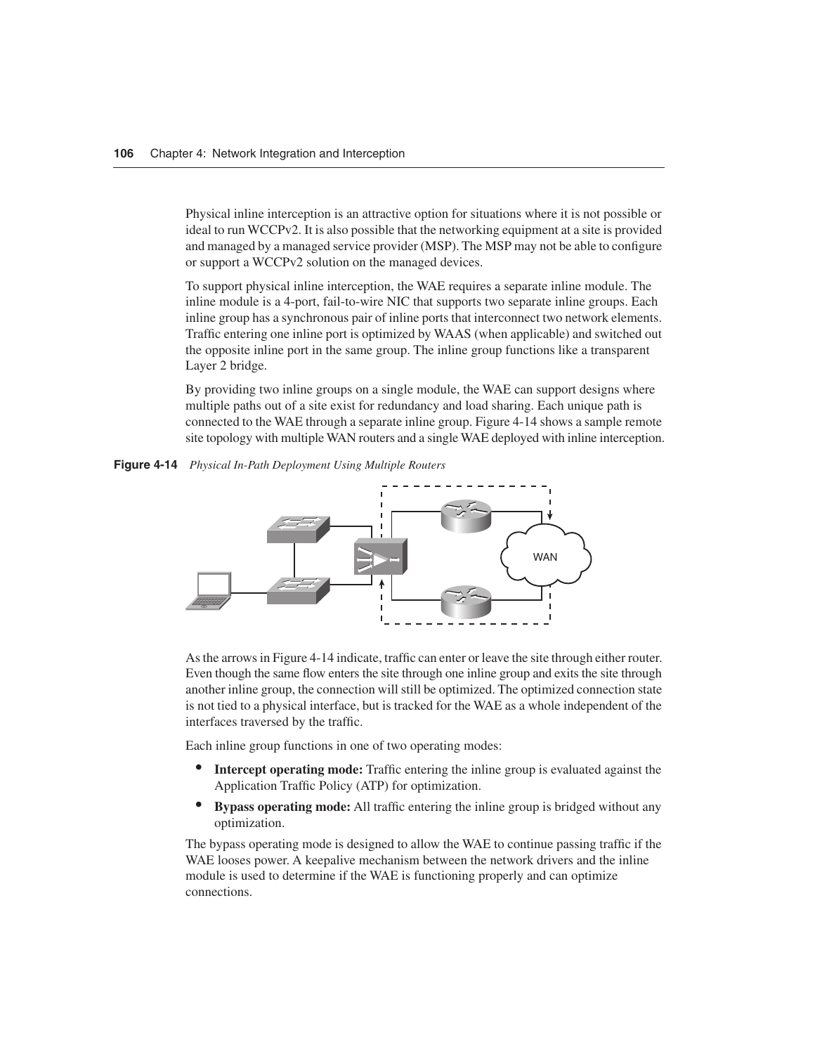Physical inline interception is an attractive option for situations where it is not possible or ideal to run WCCPv2. It is also possible that the networking equipment at a site is provided and managed by a managed service provider (MSP). The MSP may not be able to configure or support a WCCPv2 solution on the managed devices.

To support physical inline interception, the WAE requires a separate inline module. The inline module is a 4-port, fail-to-wire NIC that supports two separate inline groups. Each inline group has a synchronous pair of inline ports that interconnect two network elements. Traffic entering one inline port is optimized by WAAS (when applicable) and switched out the opposite inline port in the same group. The inline group functions like a transparent Layer 2 bridge.

By providing two inline groups on a single module, the WAE can support designs where multiple paths out of a site exist for redundancy and load sharing. Each unique path is connected to the WAE through a separate inline group. Figure 4-14 shows a sample remote site topology with multiple WAN routers and a single WAE deployed with inline interception.

**Figure 4-14** *Physical In-Path Deployment Using Multiple Routers*

WAN

As the arrows in Figure 4-14 indicate, traffic can enter or leave the site through either router. Even though the same flow enters the site through one inline group and exits the site through another inline group, the connection will still be optimized. The optimized connection state is not tied to a physical interface, but is tracked for the WAE as a whole independent of the interfaces traversed by the traffic.

Each inline group functions in one of two operating modes:

- **Intercept operating mode:** Traffic entering the inline group is evaluated against the Application Traffic Policy (ATP) for optimization.
- **Bypass operating mode:** All traffic entering the inline group is bridged without any optimization.

The bypass operating mode is designed to allow the WAE to continue passing traffic if the WAE looses power. A keepalive mechanism between the network drivers and the inline module is used to determine if the WAE is functioning properly and can optimize connections.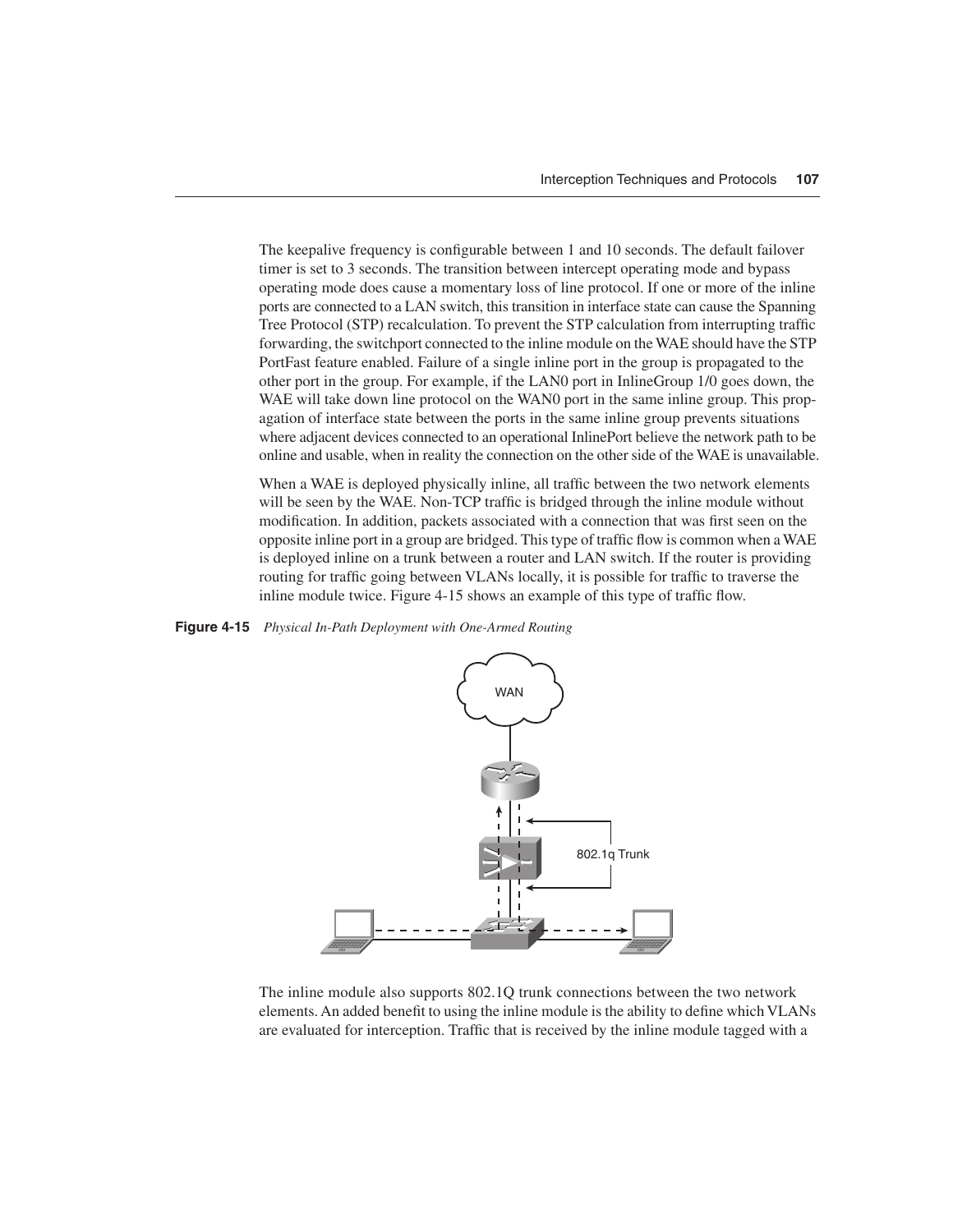The keepalive frequency is configurable between 1 and 10 seconds. The default failover timer is set to 3 seconds. The transition between intercept operating mode and bypass operating mode does cause a momentary loss of line protocol. If one or more of the inline ports are connected to a LAN switch, this transition in interface state can cause the Spanning Tree Protocol (STP) recalculation. To prevent the STP calculation from interrupting traffic forwarding, the switchport connected to the inline module on the WAE should have the STP PortFast feature enabled. Failure of a single inline port in the group is propagated to the other port in the group. For example, if the LAN0 port in InlineGroup 1/0 goes down, the WAE will take down line protocol on the WAN0 port in the same inline group. This propagation of interface state between the ports in the same inline group prevents situations where adjacent devices connected to an operational InlinePort believe the network path to be online and usable, when in reality the connection on the other side of the WAE is unavailable.

When a WAE is deployed physically inline, all traffic between the two network elements will be seen by the WAE. Non-TCP traffic is bridged through the inline module without modification. In addition, packets associated with a connection that was first seen on the opposite inline port in a group are bridged. This type of traffic flow is common when a WAE is deployed inline on a trunk between a router and LAN switch. If the router is providing routing for traffic going between VLANs locally, it is possible for traffic to traverse the inline module twice. Figure 4-15 shows an example of this type of traffic flow.

**Figure 4-15** *Physical In-Path Deployment with One-Armed Routing*

The inline module also supports 802.1Q trunk connections between the two network elements. An added benefit to using the inline module is the ability to define which VLANs are evaluated for interception. Traffic that is received by the inline module tagged with a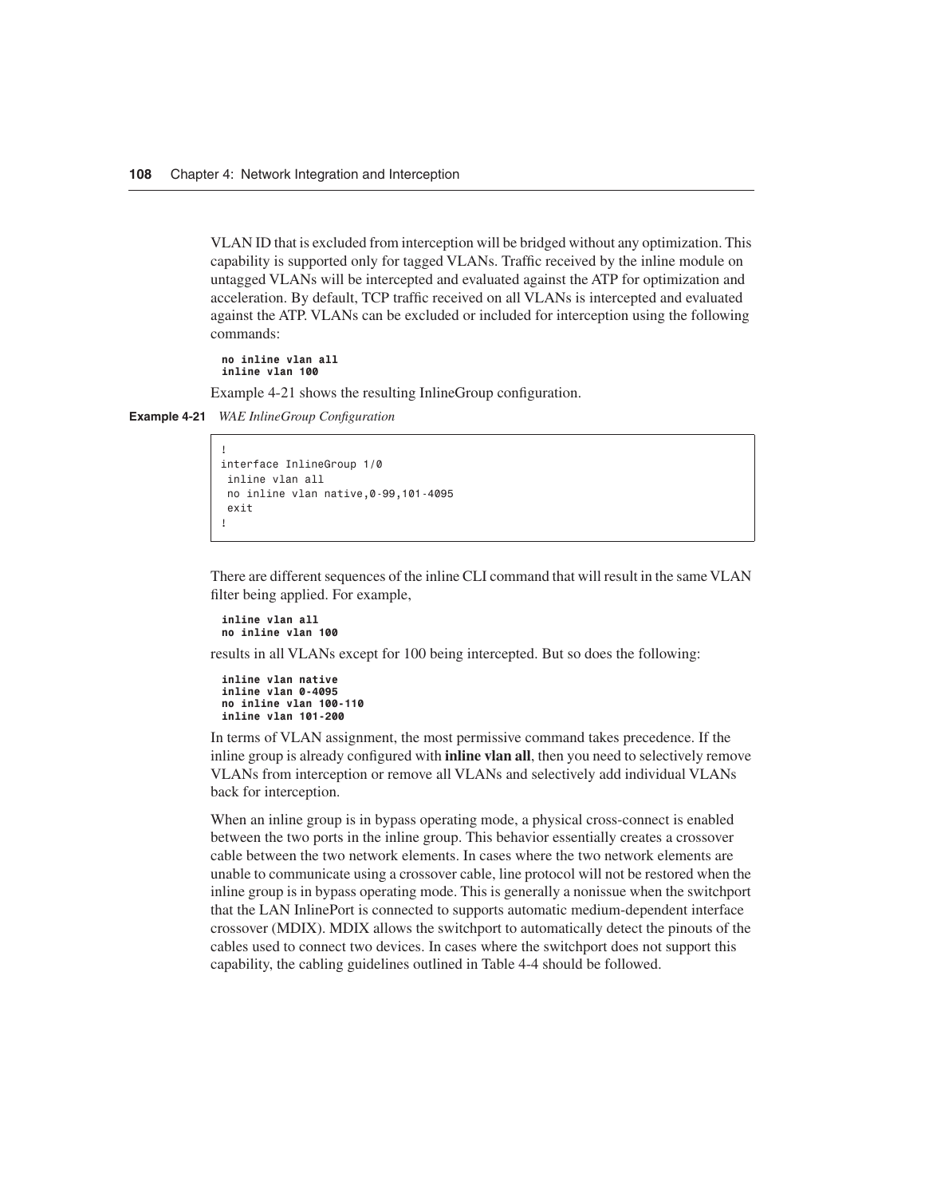VLAN ID that is excluded from interception will be bridged without any optimization. This capability is supported only for tagged VLANs. Traffic received by the inline module on untagged VLANs will be intercepted and evaluated against the ATP for optimization and acceleration. By default, TCP traffic received on all VLANs is intercepted and evaluated against the ATP. VLANs can be excluded or included for interception using the following commands:

```
no inline vlan all
inline vlan 100
```

Example 4-21 shows the resulting InlineGroup configuration.

**Example 4-21** *WAE InlineGroup Configuration*

```
!
interface InlineGroup 1/0
 inline vlan all
 no inline vlan native,0-99,101-4095
 exit
!
```

There are different sequences of the inline CLI command that will result in the same VLAN filter being applied. For example,

```
inline vlan all
no inline vlan 100
```

results in all VLANs except for 100 being intercepted. But so does the following:

```
inline vlan native
inline vlan 0-4095
no inline vlan 100-110
inline vlan 101-200
```

In terms of VLAN assignment, the most permissive command takes precedence. If the inline group is already configured with **inline vlan all**, then you need to selectively remove VLANs from interception or remove all VLANs and selectively add individual VLANs back for interception.

When an inline group is in bypass operating mode, a physical cross-connect is enabled between the two ports in the inline group. This behavior essentially creates a crossover cable between the two network elements. In cases where the two network elements are unable to communicate using a crossover cable, line protocol will not be restored when the inline group is in bypass operating mode. This is generally a nonissue when the switchport that the LAN InlinePort is connected to supports automatic medium-dependent interface crossover (MDIX). MDIX allows the switchport to automatically detect the pinouts of the cables used to connect two devices. In cases where the switchport does not support this capability, the cabling guidelines outlined in Table 4-4 should be followed.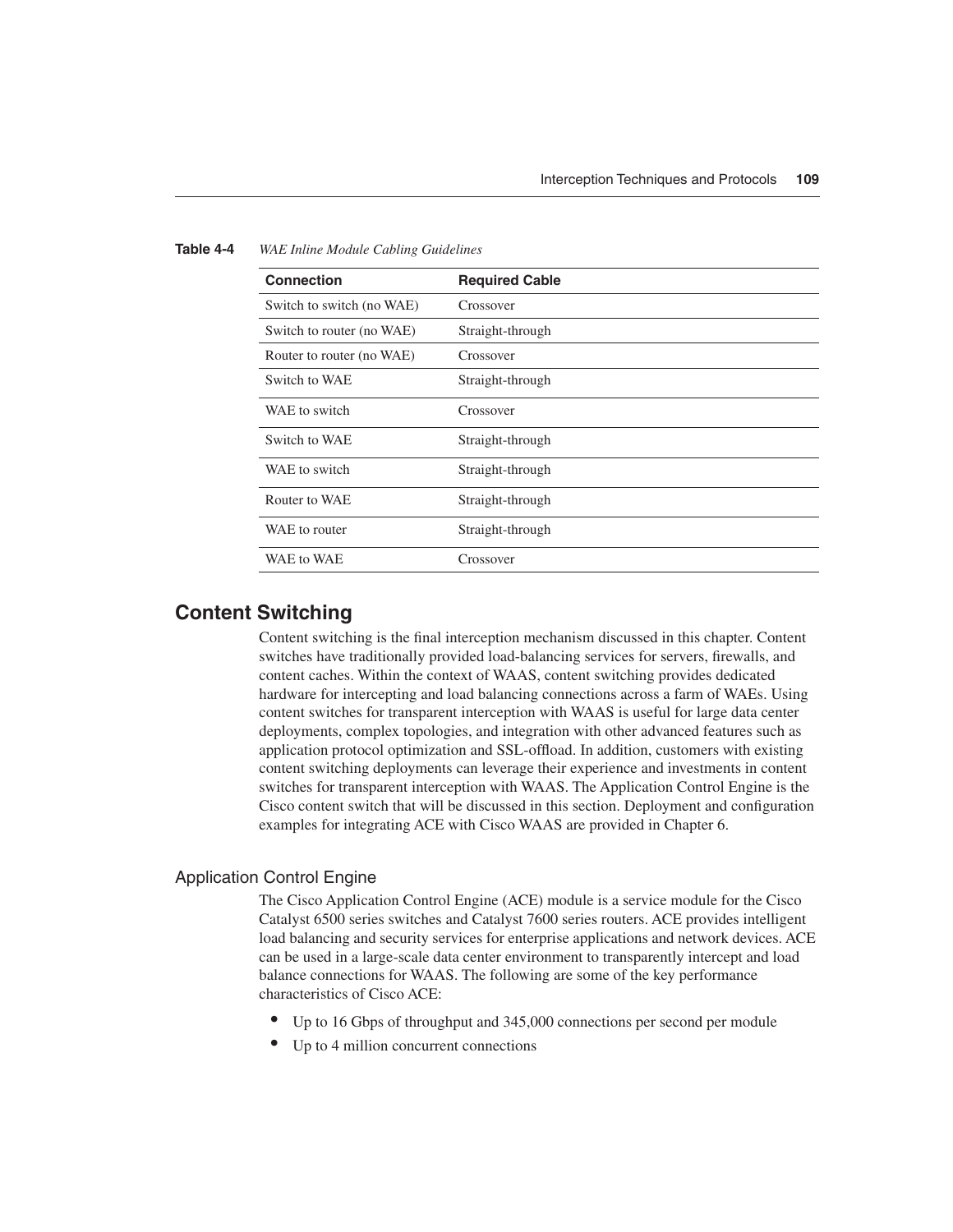**Table 4-4** *WAE Inline Module Cabling Guidelines*

| Connection | Required Cable |
|---|---|
| Switch to switch (no WAE) | Crossover |
| Switch to router (no WAE) | Straight-through |
| Router to router (no WAE) | Crossover |
| Switch to WAE | Straight-through |
| WAE to switch | Crossover |
| Switch to WAE | Straight-through |
| WAE to switch | Straight-through |
| Router to WAE | Straight-through |
| WAE to router | Straight-through |
| WAE to WAE | Crossover |

## Content Switching

Content switching is the final interception mechanism discussed in this chapter. Content switches have traditionally provided load-balancing services for servers, firewalls, and content caches. Within the context of WAAS, content switching provides dedicated hardware for intercepting and load balancing connections across a farm of WAEs. Using content switches for transparent interception with WAAS is useful for large data center deployments, complex topologies, and integration with other advanced features such as application protocol optimization and SSL-offload. In addition, customers with existing content switching deployments can leverage their experience and investments in content switches for transparent interception with WAAS. The Application Control Engine is the Cisco content switch that will be discussed in this section. Deployment and configuration examples for integrating ACE with Cisco WAAS are provided in Chapter 6.

### Application Control Engine

The Cisco Application Control Engine (ACE) module is a service module for the Cisco Catalyst 6500 series switches and Catalyst 7600 series routers. ACE provides intelligent load balancing and security services for enterprise applications and network devices. ACE can be used in a large-scale data center environment to transparently intercept and load balance connections for WAAS. The following are some of the key performance characteristics of Cisco ACE:

- Up to 16 Gbps of throughput and 345,000 connections per second per module
- Up to 4 million concurrent connections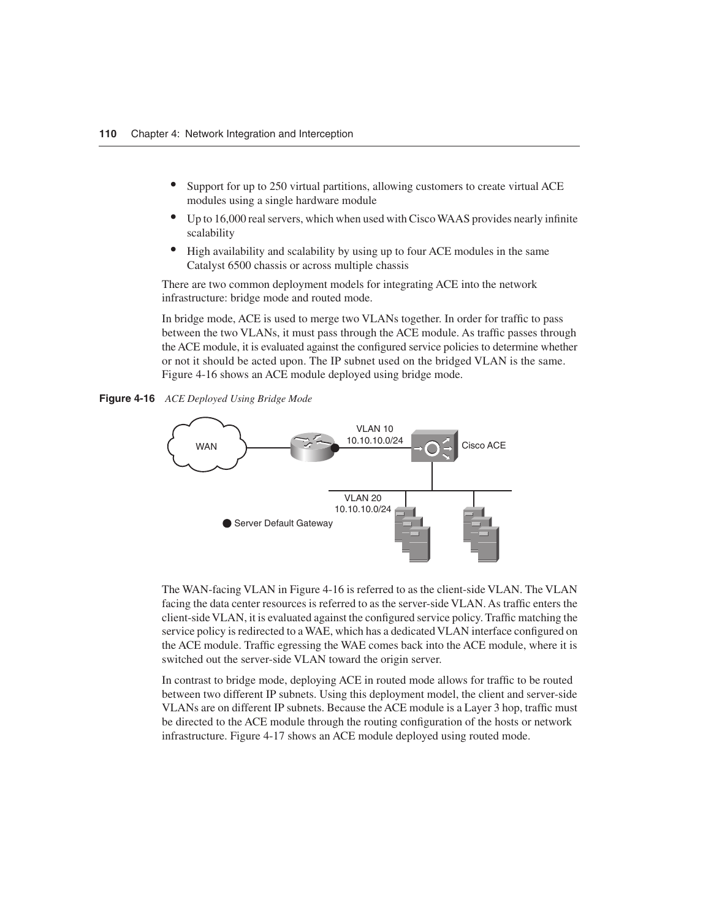- Support for up to 250 virtual partitions, allowing customers to create virtual ACE modules using a single hardware module
- Up to 16,000 real servers, which when used with Cisco WAAS provides nearly infinite scalability
- High availability and scalability by using up to four ACE modules in the same Catalyst 6500 chassis or across multiple chassis

There are two common deployment models for integrating ACE into the network infrastructure: bridge mode and routed mode.

In bridge mode, ACE is used to merge two VLANs together. In order for traffic to pass between the two VLANs, it must pass through the ACE module. As traffic passes through the ACE module, it is evaluated against the configured service policies to determine whether or not it should be acted upon. The IP subnet used on the bridged VLAN is the same. Figure 4-16 shows an ACE module deployed using bridge mode.

**Figure 4-16** *ACE Deployed Using Bridge Mode*

The WAN-facing VLAN in Figure 4-16 is referred to as the client-side VLAN. The VLAN facing the data center resources is referred to as the server-side VLAN. As traffic enters the client-side VLAN, it is evaluated against the configured service policy. Traffic matching the service policy is redirected to a WAE, which has a dedicated VLAN interface configured on the ACE module. Traffic egressing the WAE comes back into the ACE module, where it is switched out the server-side VLAN toward the origin server.

In contrast to bridge mode, deploying ACE in routed mode allows for traffic to be routed between two different IP subnets. Using this deployment model, the client and server-side VLANs are on different IP subnets. Because the ACE module is a Layer 3 hop, traffic must be directed to the ACE module through the routing configuration of the hosts or network infrastructure. Figure 4-17 shows an ACE module deployed using routed mode.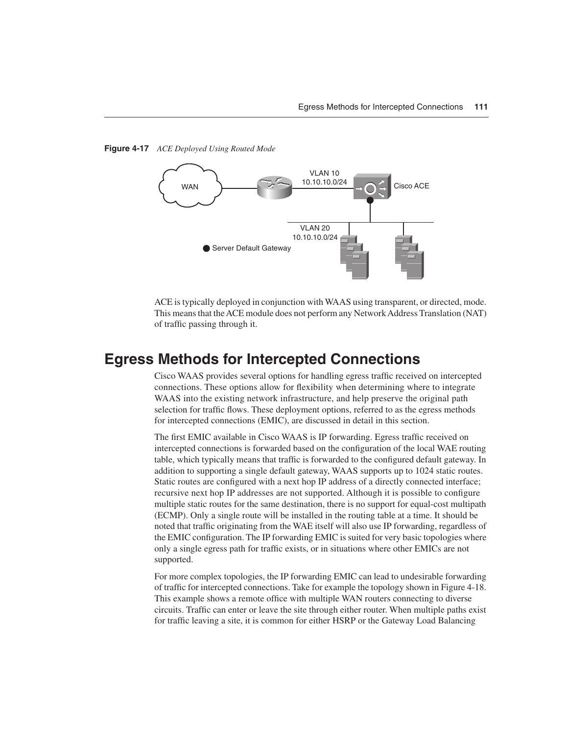**Figure 4-17** *ACE Deployed Using Routed Mode*

WAN

VLAN 10
10.10.10.0/24

Cisco ACE

VLAN 20
10.10.10.0/24

Server Default Gateway

ACE is typically deployed in conjunction with WAAS using transparent, or directed, mode. This means that the ACE module does not perform any Network Address Translation (NAT) of traffic passing through it.

## Egress Methods for Intercepted Connections

Cisco WAAS provides several options for handling egress traffic received on intercepted connections. These options allow for flexibility when determining where to integrate WAAS into the existing network infrastructure, and help preserve the original path selection for traffic flows. These deployment options, referred to as the egress methods for intercepted connections (EMIC), are discussed in detail in this section.

The first EMIC available in Cisco WAAS is IP forwarding. Egress traffic received on intercepted connections is forwarded based on the configuration of the local WAE routing table, which typically means that traffic is forwarded to the configured default gateway. In addition to supporting a single default gateway, WAAS supports up to 1024 static routes. Static routes are configured with a next hop IP address of a directly connected interface; recursive next hop IP addresses are not supported. Although it is possible to configure multiple static routes for the same destination, there is no support for equal-cost multipath (ECMP). Only a single route will be installed in the routing table at a time. It should be noted that traffic originating from the WAE itself will also use IP forwarding, regardless of the EMIC configuration. The IP forwarding EMIC is suited for very basic topologies where only a single egress path for traffic exists, or in situations where other EMICs are not supported.

For more complex topologies, the IP forwarding EMIC can lead to undesirable forwarding of traffic for intercepted connections. Take for example the topology shown in Figure 4-18. This example shows a remote office with multiple WAN routers connecting to diverse circuits. Traffic can enter or leave the site through either router. When multiple paths exist for traffic leaving a site, it is common for either HSRP or the Gateway Load Balancing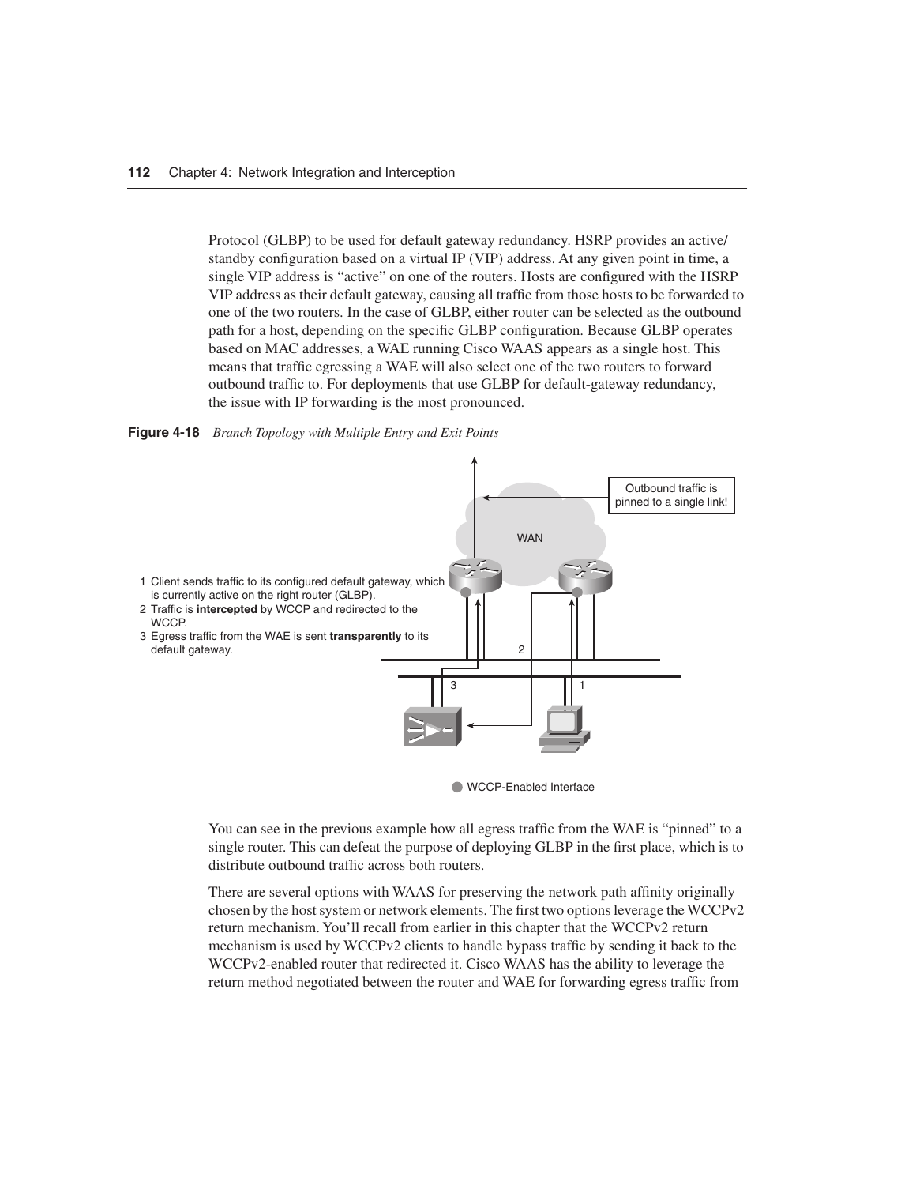Protocol (GLBP) to be used for default gateway redundancy. HSRP provides an active/standby configuration based on a virtual IP (VIP) address. At any given point in time, a single VIP address is "active" on one of the routers. Hosts are configured with the HSRP VIP address as their default gateway, causing all traffic from those hosts to be forwarded to one of the two routers. In the case of GLBP, either router can be selected as the outbound path for a host, depending on the specific GLBP configuration. Because GLBP operates based on MAC addresses, a WAE running Cisco WAAS appears as a single host. This means that traffic egressing a WAE will also select one of the two routers to forward outbound traffic to. For deployments that use GLBP for default-gateway redundancy, the issue with IP forwarding is the most pronounced.

**Figure 4-18** *Branch Topology with Multiple Entry and Exit Points*

1 Client sends traffic to its configured default gateway, which is currently active on the right router (GLBP).
2 Traffic is **intercepted** by WCCP and redirected to the WCCP.
3 Egress traffic from the WAE is sent **transparently** to its default gateway.

Outbound traffic is pinned to a single link!

WAN

WCCP-Enabled Interface

You can see in the previous example how all egress traffic from the WAE is "pinned" to a single router. This can defeat the purpose of deploying GLBP in the first place, which is to distribute outbound traffic across both routers.

There are several options with WAAS for preserving the network path affinity originally chosen by the host system or network elements. The first two options leverage the WCCPv2 return mechanism. You'll recall from earlier in this chapter that the WCCPv2 return mechanism is used by WCCPv2 clients to handle bypass traffic by sending it back to the WCCPv2-enabled router that redirected it. Cisco WAAS has the ability to leverage the return method negotiated between the router and WAE for forwarding egress traffic from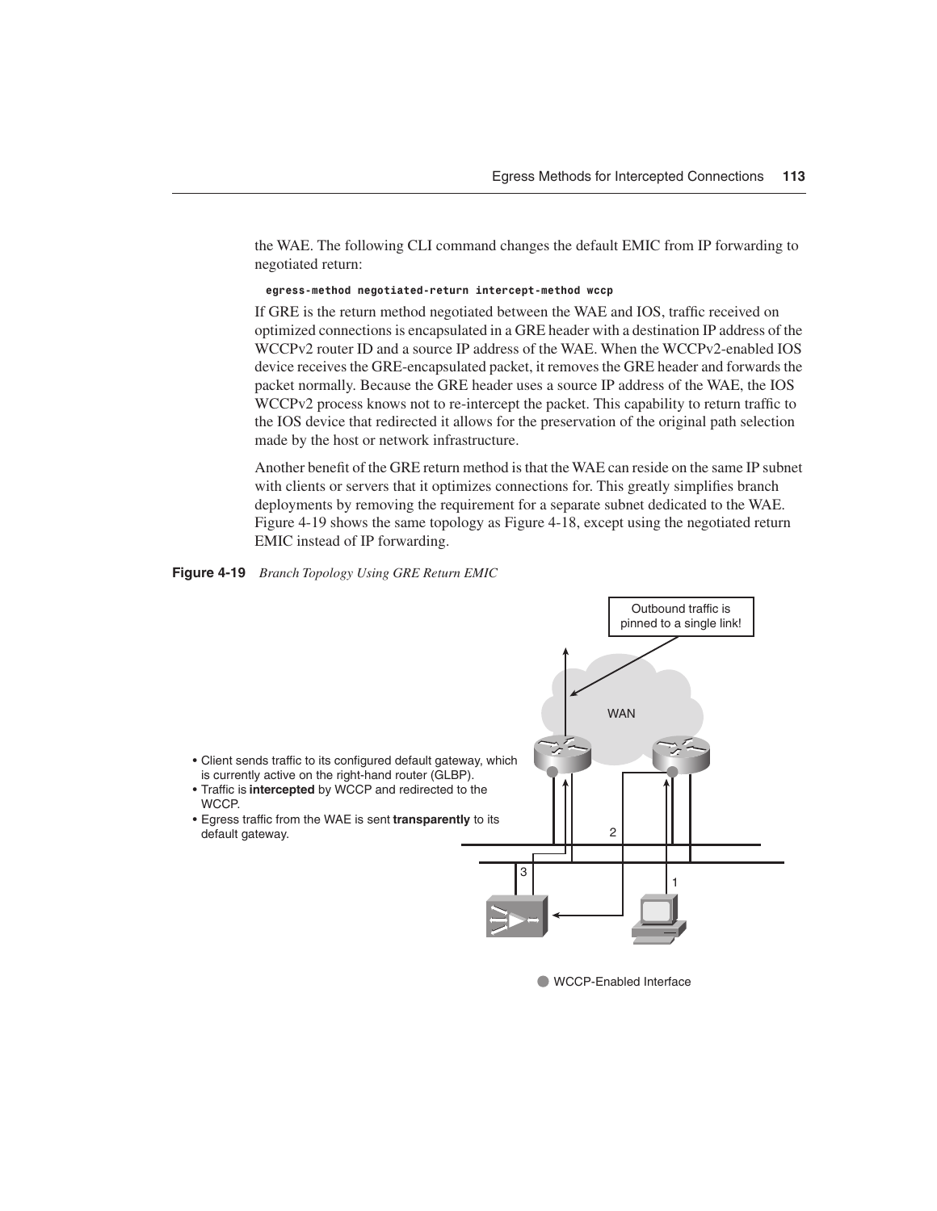the WAE. The following CLI command changes the default EMIC from IP forwarding to negotiated return:

```
egress-method negotiated-return intercept-method wccp
```

If GRE is the return method negotiated between the WAE and IOS, traffic received on optimized connections is encapsulated in a GRE header with a destination IP address of the WCCPv2 router ID and a source IP address of the WAE. When the WCCPv2-enabled IOS device receives the GRE-encapsulated packet, it removes the GRE header and forwards the packet normally. Because the GRE header uses a source IP address of the WAE, the IOS WCCPv2 process knows not to re-intercept the packet. This capability to return traffic to the IOS device that redirected it allows for the preservation of the original path selection made by the host or network infrastructure.

Another benefit of the GRE return method is that the WAE can reside on the same IP subnet with clients or servers that it optimizes connections for. This greatly simplifies branch deployments by removing the requirement for a separate subnet dedicated to the WAE. Figure 4-19 shows the same topology as Figure 4-18, except using the negotiated return EMIC instead of IP forwarding.

**Figure 4-19** *Branch Topology Using GRE Return EMIC*

- Client sends traffic to its configured default gateway, which is currently active on the right-hand router (GLBP).
- Traffic is **intercepted** by WCCP and redirected to the WCCP.
- Egress traffic from the WAE is sent **transparently** to its default gateway.

Outbound traffic is pinned to a single link!

WAN

WCCP-Enabled Interface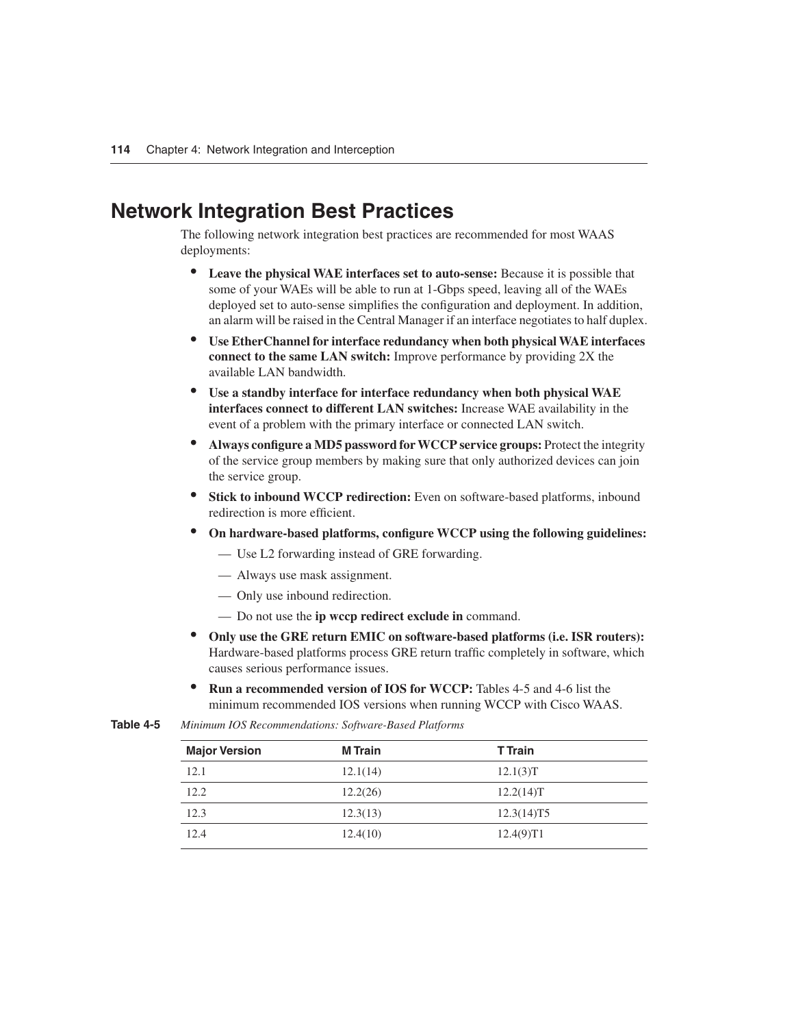## Network Integration Best Practices

The following network integration best practices are recommended for most WAAS deployments:

- **Leave the physical WAE interfaces set to auto-sense:** Because it is possible that some of your WAEs will be able to run at 1-Gbps speed, leaving all of the WAEs deployed set to auto-sense simplifies the configuration and deployment. In addition, an alarm will be raised in the Central Manager if an interface negotiates to half duplex.
- **Use EtherChannel for interface redundancy when both physical WAE interfaces connect to the same LAN switch:** Improve performance by providing 2X the available LAN bandwidth.
- **Use a standby interface for interface redundancy when both physical WAE interfaces connect to different LAN switches:** Increase WAE availability in the event of a problem with the primary interface or connected LAN switch.
- **Always configure a MD5 password for WCCP service groups:** Protect the integrity of the service group members by making sure that only authorized devices can join the service group.
- **Stick to inbound WCCP redirection:** Even on software-based platforms, inbound redirection is more efficient.
- **On hardware-based platforms, configure WCCP using the following guidelines:**
  - Use L2 forwarding instead of GRE forwarding.
  - Always use mask assignment.
  - Only use inbound redirection.
  - Do not use the **ip wccp redirect exclude in** command.
- **Only use the GRE return EMIC on software-based platforms (i.e. ISR routers):** Hardware-based platforms process GRE return traffic completely in software, which causes serious performance issues.
- **Run a recommended version of IOS for WCCP:** Tables 4-5 and 4-6 list the minimum recommended IOS versions when running WCCP with Cisco WAAS.

**Table 4-5** *Minimum IOS Recommendations: Software-Based Platforms*

| Major Version | M Train | T Train |
|---|---|---|
| 12.1 | 12.1(14) | 12.1(3)T |
| 12.2 | 12.2(26) | 12.2(14)T |
| 12.3 | 12.3(13) | 12.3(14)T5 |
| 12.4 | 12.4(10) | 12.4(9)T1 |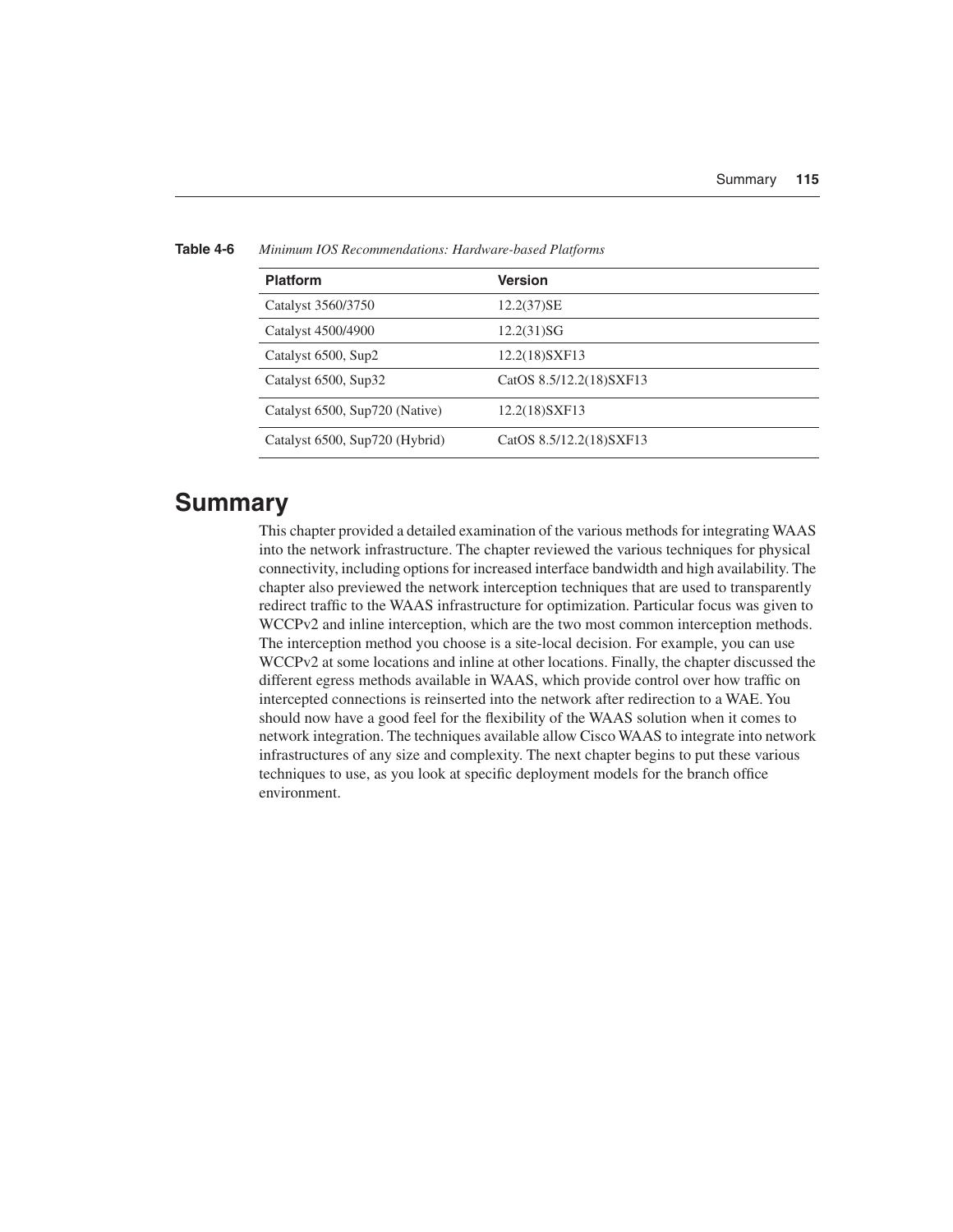**Table 4-6** *Minimum IOS Recommendations: Hardware-based Platforms*

| Platform | Version |
|---|---|
| Catalyst 3560/3750 | 12.2(37)SE |
| Catalyst 4500/4900 | 12.2(31)SG |
| Catalyst 6500, Sup2 | 12.2(18)SXF13 |
| Catalyst 6500, Sup32 | CatOS 8.5/12.2(18)SXF13 |
| Catalyst 6500, Sup720 (Native) | 12.2(18)SXF13 |
| Catalyst 6500, Sup720 (Hybrid) | CatOS 8.5/12.2(18)SXF13 |

## Summary

This chapter provided a detailed examination of the various methods for integrating WAAS into the network infrastructure. The chapter reviewed the various techniques for physical connectivity, including options for increased interface bandwidth and high availability. The chapter also previewed the network interception techniques that are used to transparently redirect traffic to the WAAS infrastructure for optimization. Particular focus was given to WCCPv2 and inline interception, which are the two most common interception methods. The interception method you choose is a site-local decision. For example, you can use WCCPv2 at some locations and inline at other locations. Finally, the chapter discussed the different egress methods available in WAAS, which provide control over how traffic on intercepted connections is reinserted into the network after redirection to a WAE. You should now have a good feel for the flexibility of the WAAS solution when it comes to network integration. The techniques available allow Cisco WAAS to integrate into network infrastructures of any size and complexity. The next chapter begins to put these various techniques to use, as you look at specific deployment models for the branch office environment.